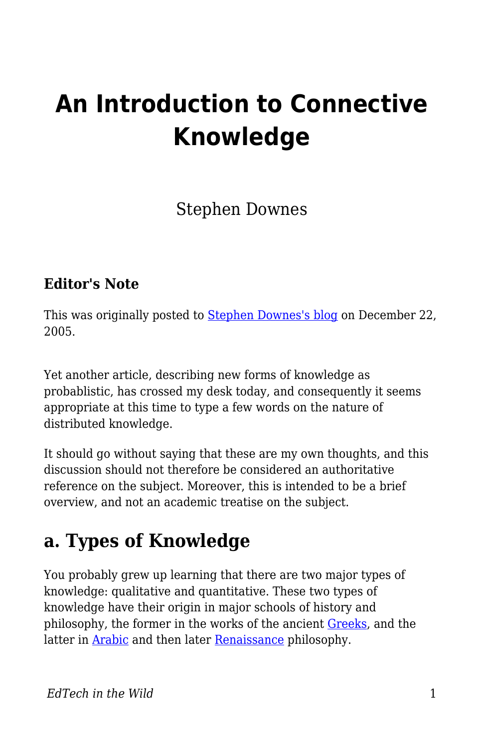# An Introduction to Connective Knowledge

Stephen Downes

### Editor's Note

This was originally posted to Stephen Downes's blog on December 22, 2005.

Yet another article, describing new forms of knowledge as probablistic, has crossed my desk today, and consequently it seems appropriate at this time to type a few words on the nature of distributed knowledge.

It should go without saying that these are my own thoughts, and this discussion should not therefore be considered an authoritative reference on the subject. Moreover, this is intended to be a brief overview, and not an academic treatise on the subject.

## a. Types of Knowledge

You probably grew up learning that there are two major types of knowledge: qualitative and quantitative. These two types of knowledge have their origin in major schools of history and philosophy, the former in the works of the ancient Greeks, and the latter in Arabic and then later Renaissance philosophy.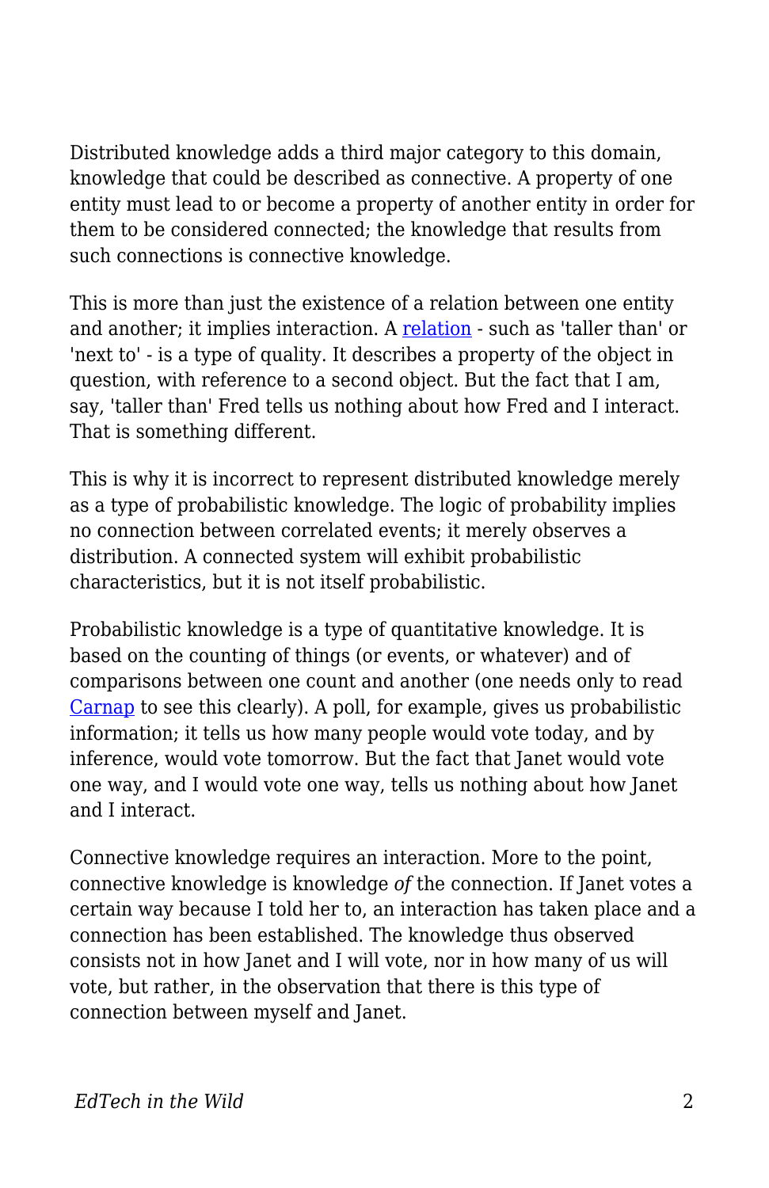Distributed knowledge adds a third major category to this domain, knowledge that could be described as connective. A property of one entity must lead to or become a property of another entity in order for them to be considered connected; the knowledge that results from such connections is connective knowledge.

This is more than just the existence of a relation between one entity and another; it implies interaction. A relation - such as 'taller than' or 'next to' - is a type of quality. It describes a property of the object in question, with reference to a second object. But the fact that I am, say, 'taller than' Fred tells us nothing about how Fred and I interact. That is something different.

This is why it is incorrect to represent distributed knowledge merely as a type of probabilistic knowledge. The logic of probability implies no connection between correlated events; it merely observes a distribution. A connected system will exhibit probabilistic characteristics, but it is not itself probabilistic.

Probabilistic knowledge is a type of quantitative knowledge. It is based on the counting of things (or events, or whatever) and of comparisons between one count and another (one needs only to read Carnap to see this clearly). A poll, for example, gives us probabilistic information; it tells us how many people would vote today, and by inference, would vote tomorrow. But the fact that Janet would vote one way, and I would vote one way, tells us nothing about how Janet and I interact.

Connective knowledge requires an interaction. More to the point, connective knowledge is knowledge *of* the connection. If Janet votes a certain way because I told her to, an interaction has taken place and a connection has been established. The knowledge thus observed consists not in how Janet and I will vote, nor in how many of us will vote, but rather, in the observation that there is this type of connection between myself and Janet.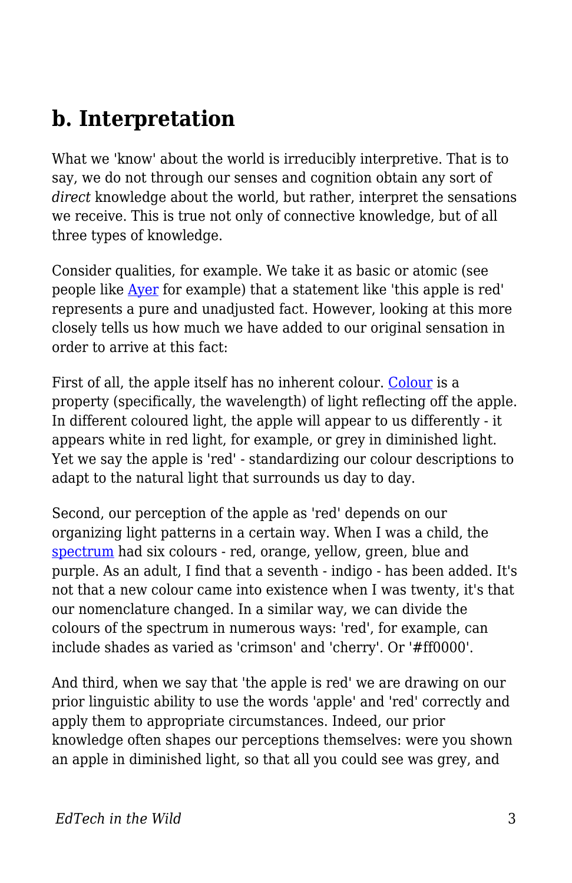## b. Interpretation

What we 'know' about the world is irreducibly interpretive. That is to say, we do not through our senses and cognition obtain any sort of *direct* knowledge about the world, but rather, interpret the sensations we receive. This is true not only of connective knowledge, but of all three types of knowledge.

Consider qualities, for example. We take it as basic or atomic (see people like Ayer for example) that a statement like 'this apple is red' represents a pure and unadjusted fact. However, looking at this more closely tells us how much we have added to our original sensation in order to arrive at this fact:

First of all, the apple itself has no inherent colour. Colour is a property (specifically, the wavelength) of light reflecting off the apple. In different coloured light, the apple will appear to us differently - it appears white in red light, for example, or grey in diminished light. Yet we say the apple is 'red' - standardizing our colour descriptions to adapt to the natural light that surrounds us day to day.

Second, our perception of the apple as 'red' depends on our organizing light patterns in a certain way. When I was a child, the spectrum had six colours - red, orange, yellow, green, blue and purple. As an adult, I find that a seventh - indigo - has been added. It's not that a new colour came into existence when I was twenty, it's that our nomenclature changed. In a similar way, we can divide the colours of the spectrum in numerous ways: 'red', for example, can include shades as varied as 'crimson' and 'cherry'. Or '#ff0000'.

And third, when we say that 'the apple is red' we are drawing on our prior linguistic ability to use the words 'apple' and 'red' correctly and apply them to appropriate circumstances. Indeed, our prior knowledge often shapes our perceptions themselves: were you shown an apple in diminished light, so that all you could see was grey, and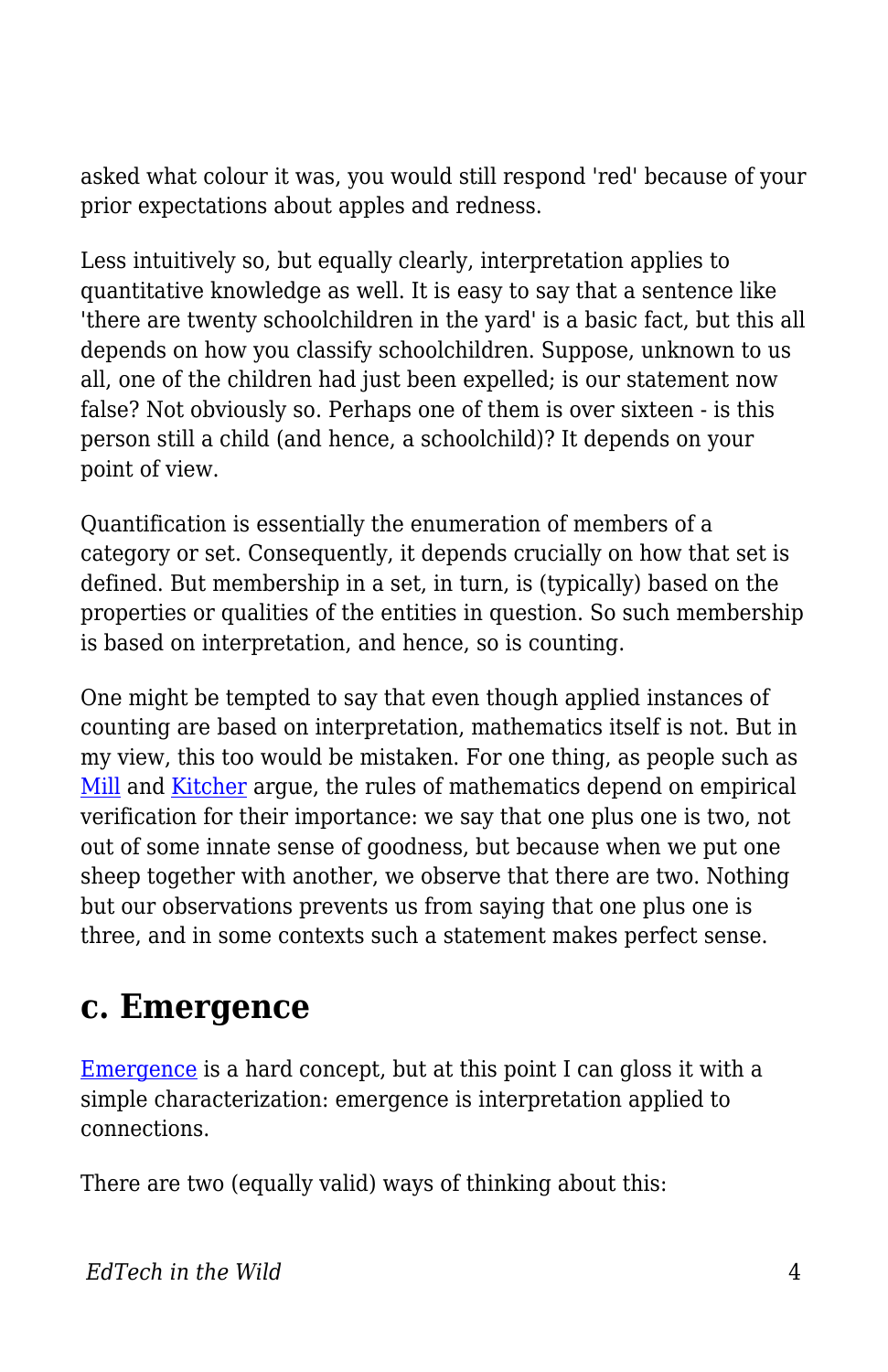asked what colour it was, you would still respond 'red' because of your prior expectations about apples and redness.

Less intuitively so, but equally clearly, interpretation applies to quantitative knowledge as well. It is easy to say that a sentence like 'there are twenty schoolchildren in the yard' is a basic fact, but this all depends on how you classify schoolchildren. Suppose, unknown to us all, one of the children had just been expelled; is our statement now false? Not obviously so. Perhaps one of them is over sixteen - is this person still a child (and hence, a schoolchild)? It depends on your point of view.

Quantification is essentially the enumeration of members of a category or set. Consequently, it depends crucially on how that set is defined. But membership in a set, in turn, is (typically) based on the properties or qualities of the entities in question. So such membership is based on interpretation, and hence, so is counting.

One might be tempted to say that even though applied instances of counting are based on interpretation, mathematics itself is not. But in my view, this too would be mistaken. For one thing, as people such as Mill and Kitcher argue, the rules of mathematics depend on empirical verification for their importance: we say that one plus one is two, not out of some innate sense of goodness, but because when we put one sheep together with another, we observe that there are two. Nothing but our observations prevents us from saying that one plus one is three, and in some contexts such a statement makes perfect sense.

## c. Emergence

Emergence is a hard concept, but at this point I can gloss it with a simple characterization: emergence is interpretation applied to connections.

There are two (equally valid) ways of thinking about this: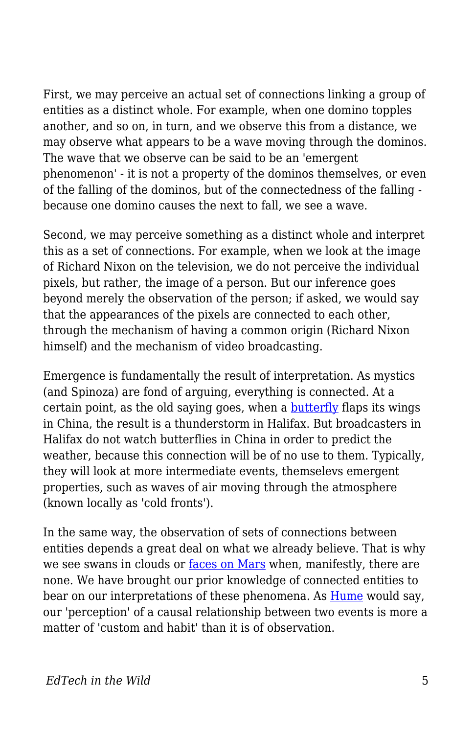First, we may perceive an actual set of connections linking a group of entities as a distinct whole. For example, when one domino topples another, and so on, in turn, and we observe this from a distance, we may observe what appears to be a wave moving through the dominos. The wave that we observe can be said to be an 'emergent phenomenon' - it is not a property of the dominos themselves, or even of the falling of the dominos, but of the connectedness of the falling - because one domino causes the next to fall, we see a wave.

Second, we may perceive something as a distinct whole and interpret this as a set of connections. For example, when we look at the image of Richard Nixon on the television, we do not perceive the individual pixels, but rather, the image of a person. But our inference goes beyond merely the observation of the person; if asked, we would say that the appearances of the pixels are connected to each other, through the mechanism of having a common origin (Richard Nixon himself) and the mechanism of video broadcasting.

Emergence is fundamentally the result of interpretation. As mystics (and Spinoza) are fond of arguing, everything is connected. At a certain point, as the old saying goes, when a butterfly flaps its wings in China, the result is a thunderstorm in Halifax. But broadcasters in Halifax do not watch butterflies in China in order to predict the weather, because this connection will be of no use to them. Typically, they will look at more intermediate events, themselevs emergent properties, such as waves of air moving through the atmosphere (known locally as 'cold fronts').

In the same way, the observation of sets of connections between entities depends a great deal on what we already believe. That is why we see swans in clouds or faces on Mars when, manifestly, there are none. We have brought our prior knowledge of connected entities to bear on our interpretations of these phenomena. As Hume would say, our 'perception' of a causal relationship between two events is more a matter of 'custom and habit' than it is of observation.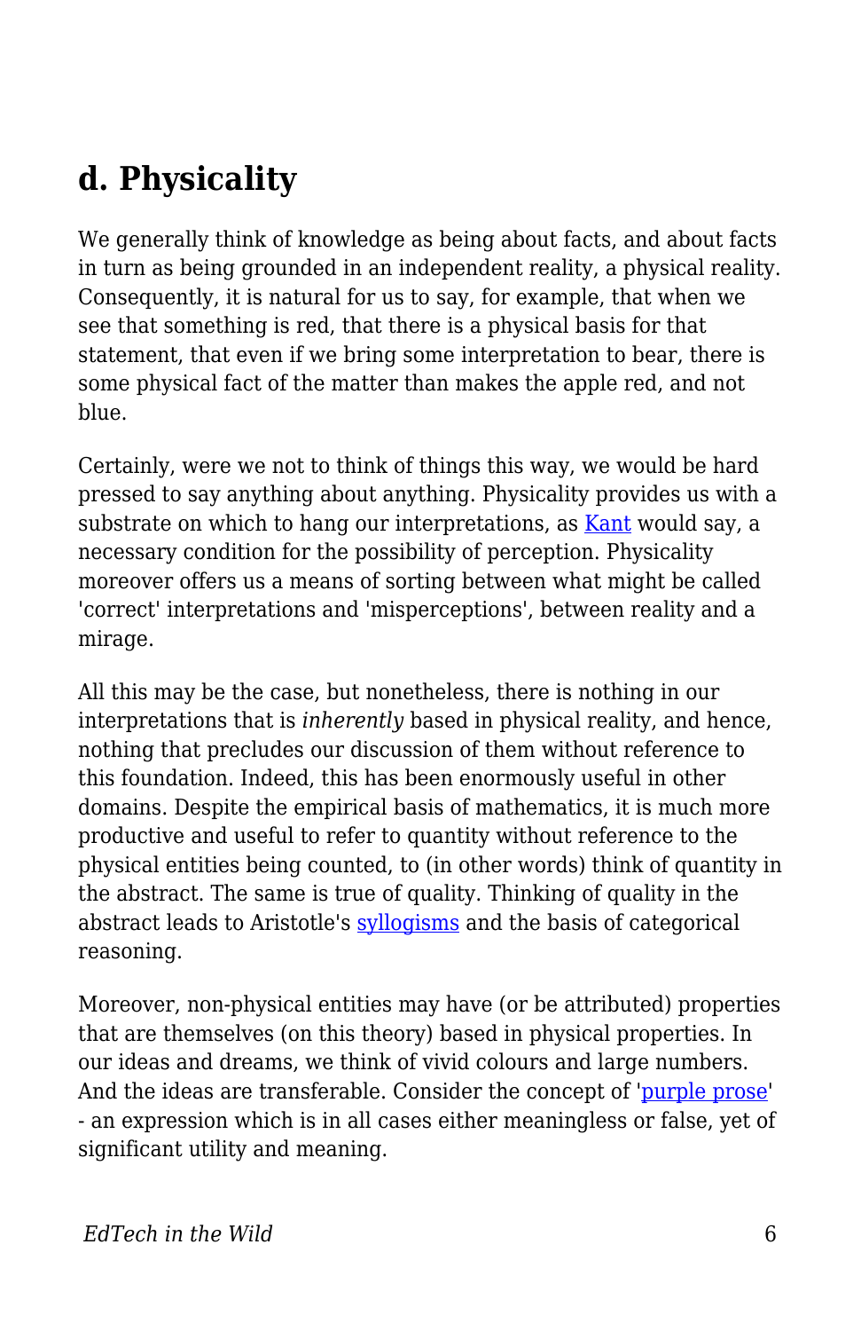## d. Physicality

We generally think of knowledge as being about facts, and about facts in turn as being grounded in an independent reality, a physical reality. Consequently, it is natural for us to say, for example, that when we see that something is red, that there is a physical basis for that statement, that even if we bring some interpretation to bear, there is some physical fact of the matter than makes the apple red, and not blue.

Certainly, were we not to think of things this way, we would be hard pressed to say anything about anything. Physicality provides us with a substrate on which to hang our interpretations, as Kant would say, a necessary condition for the possibility of perception. Physicality moreover offers us a means of sorting between what might be called 'correct' interpretations and 'misperceptions', between reality and a mirage.

All this may be the case, but nonetheless, there is nothing in our interpretations that is *inherently* based in physical reality, and hence, nothing that precludes our discussion of them without reference to this foundation. Indeed, this has been enormously useful in other domains. Despite the empirical basis of mathematics, it is much more productive and useful to refer to quantity without reference to the physical entities being counted, to (in other words) think of quantity in the abstract. The same is true of quality. Thinking of quality in the abstract leads to Aristotle's syllogisms and the basis of categorical reasoning.

Moreover, non-physical entities may have (or be attributed) properties that are themselves (on this theory) based in physical properties. In our ideas and dreams, we think of vivid colours and large numbers. And the ideas are transferable. Consider the concept of 'purple prose' - an expression which is in all cases either meaningless or false, yet of significant utility and meaning.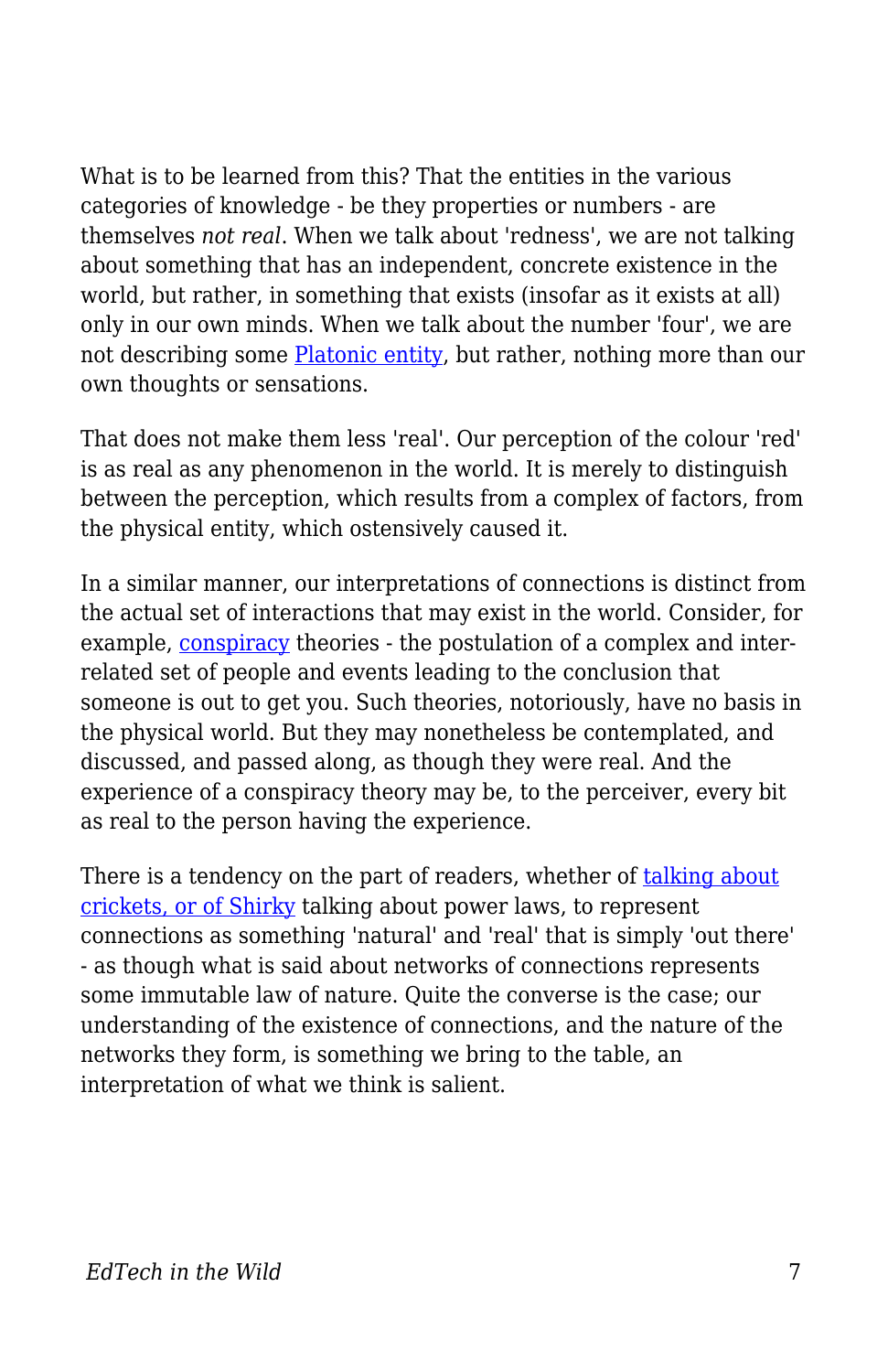What is to be learned from this? That the entities in the various categories of knowledge - be they properties or numbers - are themselves *not real*. When we talk about 'redness', we are not talking about something that has an independent, concrete existence in the world, but rather, in something that exists (insofar as it exists at all) only in our own minds. When we talk about the number 'four', we are not describing some Platonic entity, but rather, nothing more than our own thoughts or sensations.

That does not make them less 'real'. Our perception of the colour 'red' is as real as any phenomenon in the world. It is merely to distinguish between the perception, which results from a complex of factors, from the physical entity, which ostensively caused it.

In a similar manner, our interpretations of connections is distinct from the actual set of interactions that may exist in the world. Consider, for example, conspiracy theories - the postulation of a complex and inter-related set of people and events leading to the conclusion that someone is out to get you. Such theories, notoriously, have no basis in the physical world. But they may nonetheless be contemplated, and discussed, and passed along, as though they were real. And the experience of a conspiracy theory may be, to the perceiver, every bit as real to the person having the experience.

There is a tendency on the part of readers, whether of talking about crickets, or of Shirky talking about power laws, to represent connections as something 'natural' and 'real' that is simply 'out there' - as though what is said about networks of connections represents some immutable law of nature. Quite the converse is the case; our understanding of the existence of connections, and the nature of the networks they form, is something we bring to the table, an interpretation of what we think is salient.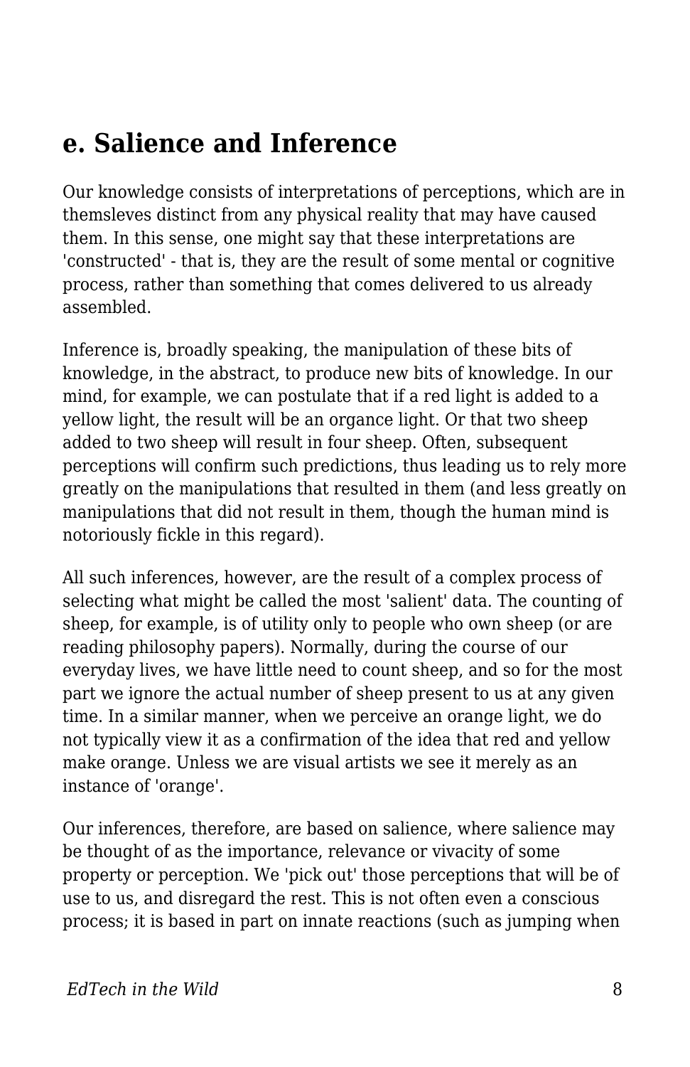## e. Salience and Inference

Our knowledge consists of interpretations of perceptions, which are in themsleves distinct from any physical reality that may have caused them. In this sense, one might say that these interpretations are 'constructed' - that is, they are the result of some mental or cognitive process, rather than something that comes delivered to us already assembled.

Inference is, broadly speaking, the manipulation of these bits of knowledge, in the abstract, to produce new bits of knowledge. In our mind, for example, we can postulate that if a red light is added to a yellow light, the result will be an organce light. Or that two sheep added to two sheep will result in four sheep. Often, subsequent perceptions will confirm such predictions, thus leading us to rely more greatly on the manipulations that resulted in them (and less greatly on manipulations that did not result in them, though the human mind is notoriously fickle in this regard).

All such inferences, however, are the result of a complex process of selecting what might be called the most 'salient' data. The counting of sheep, for example, is of utility only to people who own sheep (or are reading philosophy papers). Normally, during the course of our everyday lives, we have little need to count sheep, and so for the most part we ignore the actual number of sheep present to us at any given time. In a similar manner, when we perceive an orange light, we do not typically view it as a confirmation of the idea that red and yellow make orange. Unless we are visual artists we see it merely as an instance of 'orange'.

Our inferences, therefore, are based on salience, where salience may be thought of as the importance, relevance or vivacity of some property or perception. We 'pick out' those perceptions that will be of use to us, and disregard the rest. This is not often even a conscious process; it is based in part on innate reactions (such as jumping when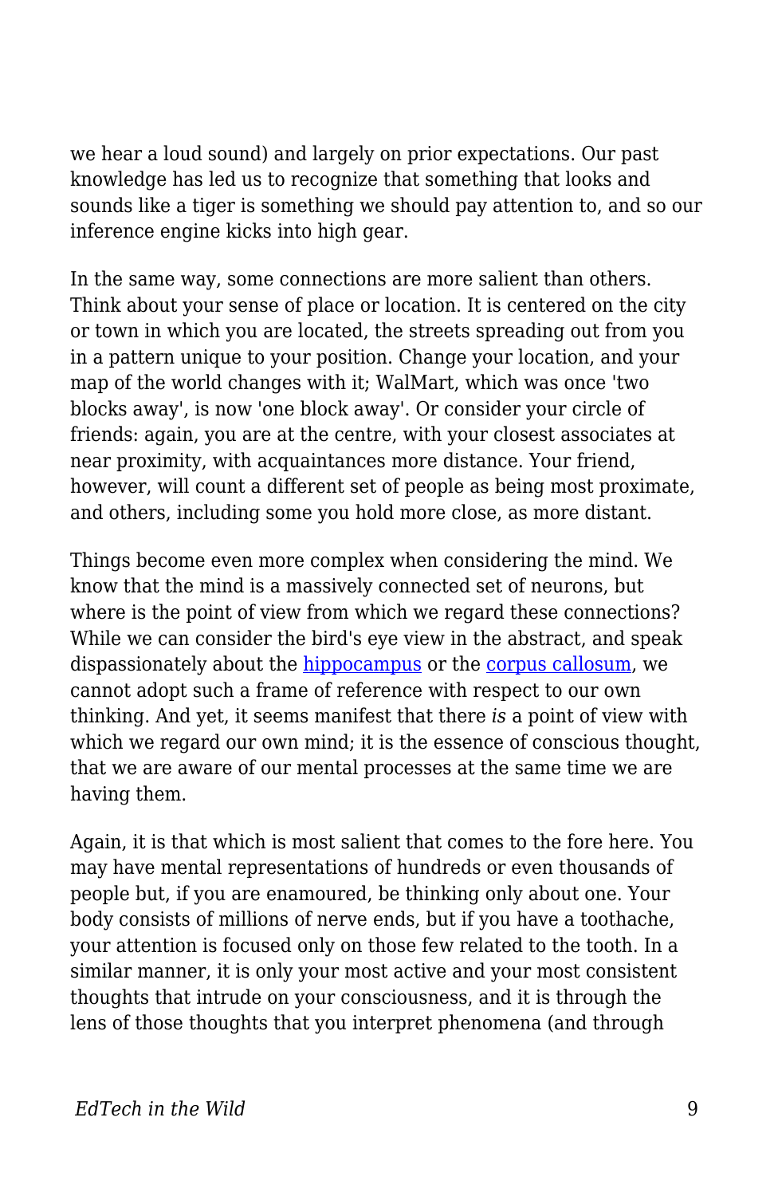we hear a loud sound) and largely on prior expectations. Our past knowledge has led us to recognize that something that looks and sounds like a tiger is something we should pay attention to, and so our inference engine kicks into high gear.

In the same way, some connections are more salient than others. Think about your sense of place or location. It is centered on the city or town in which you are located, the streets spreading out from you in a pattern unique to your position. Change your location, and your map of the world changes with it; WalMart, which was once 'two blocks away', is now 'one block away'. Or consider your circle of friends: again, you are at the centre, with your closest associates at near proximity, with acquaintances more distance. Your friend, however, will count a different set of people as being most proximate, and others, including some you hold more close, as more distant.

Things become even more complex when considering the mind. We know that the mind is a massively connected set of neurons, but where is the point of view from which we regard these connections? While we can consider the bird's eye view in the abstract, and speak dispassionately about the hippocampus or the corpus callosum, we cannot adopt such a frame of reference with respect to our own thinking. And yet, it seems manifest that there *is* a point of view with which we regard our own mind; it is the essence of conscious thought, that we are aware of our mental processes at the same time we are having them.

Again, it is that which is most salient that comes to the fore here. You may have mental representations of hundreds or even thousands of people but, if you are enamoured, be thinking only about one. Your body consists of millions of nerve ends, but if you have a toothache, your attention is focused only on those few related to the tooth. In a similar manner, it is only your most active and your most consistent thoughts that intrude on your consciousness, and it is through the lens of those thoughts that you interpret phenomena (and through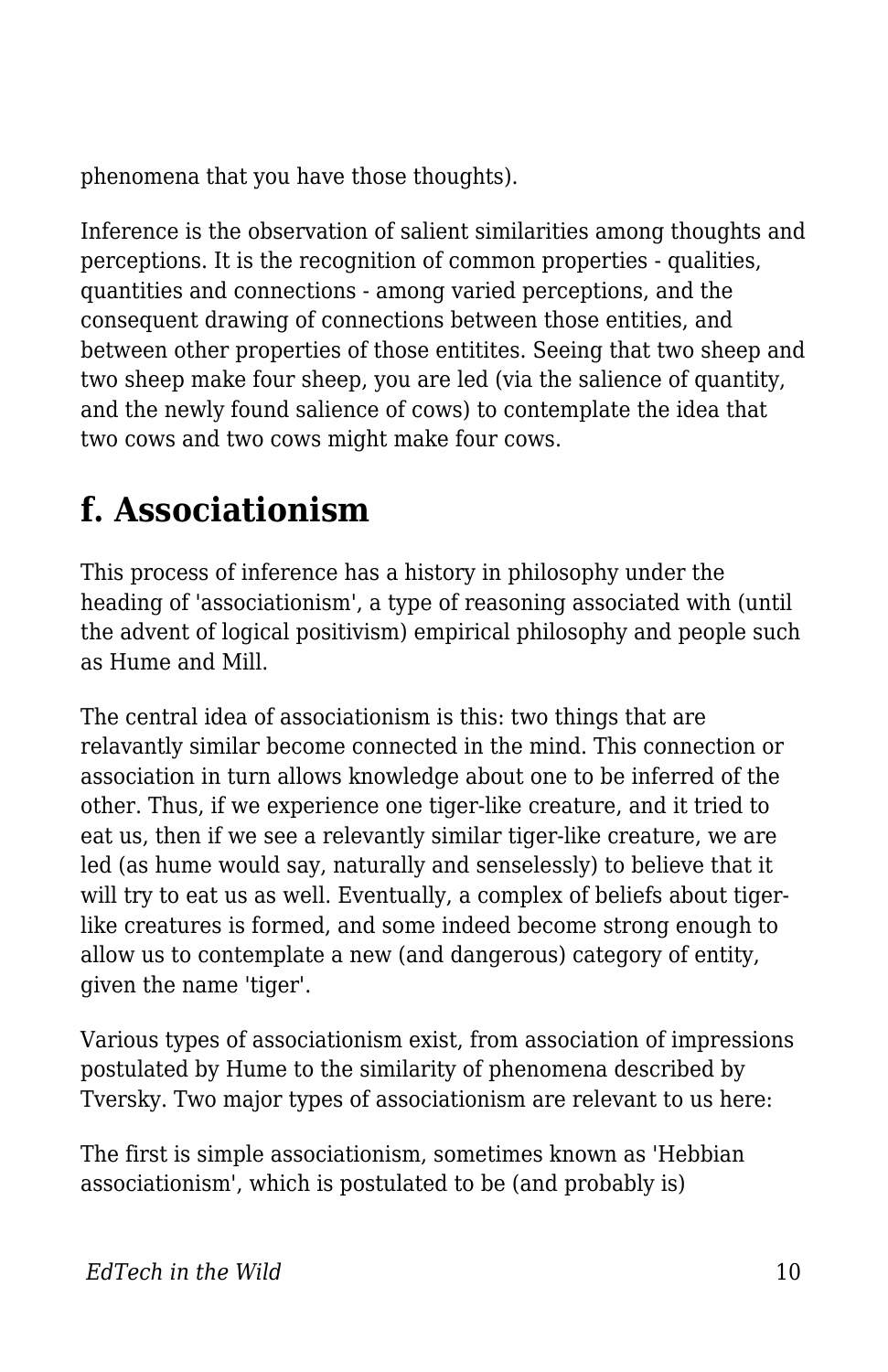phenomena that you have those thoughts).

Inference is the observation of salient similarities among thoughts and perceptions. It is the recognition of common properties - qualities, quantities and connections - among varied perceptions, and the consequent drawing of connections between those entities, and between other properties of those entitites. Seeing that two sheep and two sheep make four sheep, you are led (via the salience of quantity, and the newly found salience of cows) to contemplate the idea that two cows and two cows might make four cows.

## f. Associationism

This process of inference has a history in philosophy under the heading of 'associationism', a type of reasoning associated with (until the advent of logical positivism) empirical philosophy and people such as Hume and Mill.

The central idea of associationism is this: two things that are relavantly similar become connected in the mind. This connection or association in turn allows knowledge about one to be inferred of the other. Thus, if we experience one tiger-like creature, and it tried to eat us, then if we see a relevantly similar tiger-like creature, we are led (as hume would say, naturally and senselessly) to believe that it will try to eat us as well. Eventually, a complex of beliefs about tiger-like creatures is formed, and some indeed become strong enough to allow us to contemplate a new (and dangerous) category of entity, given the name 'tiger'.

Various types of associationism exist, from association of impressions postulated by Hume to the similarity of phenomena described by Tversky. Two major types of associationism are relevant to us here:

The first is simple associationism, sometimes known as 'Hebbian associationism', which is postulated to be (and probably is)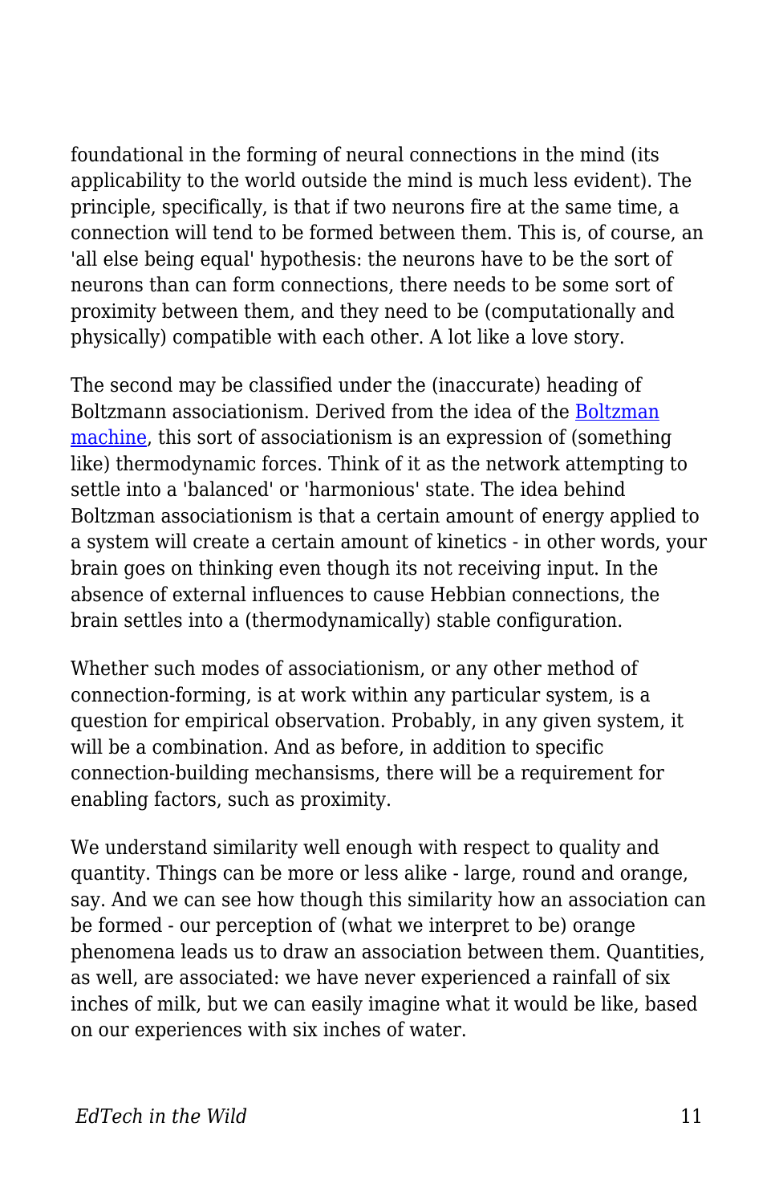foundational in the forming of neural connections in the mind (its applicability to the world outside the mind is much less evident). The principle, specifically, is that if two neurons fire at the same time, a connection will tend to be formed between them. This is, of course, an 'all else being equal' hypothesis: the neurons have to be the sort of neurons than can form connections, there needs to be some sort of proximity between them, and they need to be (computationally and physically) compatible with each other. A lot like a love story.

The second may be classified under the (inaccurate) heading of Boltzmann associationism. Derived from the idea of the [Boltzman machine](), this sort of associationism is an expression of (something like) thermodynamic forces. Think of it as the network attempting to settle into a 'balanced' or 'harmonious' state. The idea behind Boltzman associationism is that a certain amount of energy applied to a system will create a certain amount of kinetics - in other words, your brain goes on thinking even though its not receiving input. In the absence of external influences to cause Hebbian connections, the brain settles into a (thermodynamically) stable configuration.

Whether such modes of associationism, or any other method of connection-forming, is at work within any particular system, is a question for empirical observation. Probably, in any given system, it will be a combination. And as before, in addition to specific connection-building mechansisms, there will be a requirement for enabling factors, such as proximity.

We understand similarity well enough with respect to quality and quantity. Things can be more or less alike - large, round and orange, say. And we can see how though this similarity how an association can be formed - our perception of (what we interpret to be) orange phenomena leads us to draw an association between them. Quantities, as well, are associated: we have never experienced a rainfall of six inches of milk, but we can easily imagine what it would be like, based on our experiences with six inches of water.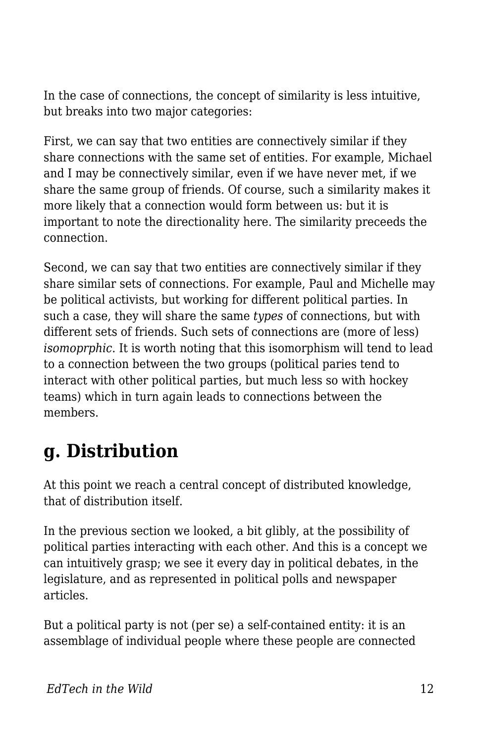In the case of connections, the concept of similarity is less intuitive, but breaks into two major categories:

First, we can say that two entities are connectively similar if they share connections with the same set of entities. For example, Michael and I may be connectively similar, even if we have never met, if we share the same group of friends. Of course, such a similarity makes it more likely that a connection would form between us: but it is important to note the directionality here. The similarity preceeds the connection.

Second, we can say that two entities are connectively similar if they share similar sets of connections. For example, Paul and Michelle may be political activists, but working for different political parties. In such a case, they will share the same *types* of connections, but with different sets of friends. Such sets of connections are (more of less) *isomoprphic*. It is worth noting that this isomorphism will tend to lead to a connection between the two groups (political paries tend to interact with other political parties, but much less so with hockey teams) which in turn again leads to connections between the members.

## g. Distribution

At this point we reach a central concept of distributed knowledge, that of distribution itself.

In the previous section we looked, a bit glibly, at the possibility of political parties interacting with each other. And this is a concept we can intuitively grasp; we see it every day in political debates, in the legislature, and as represented in political polls and newspaper articles.

But a political party is not (per se) a self-contained entity: it is an assemblage of individual people where these people are connected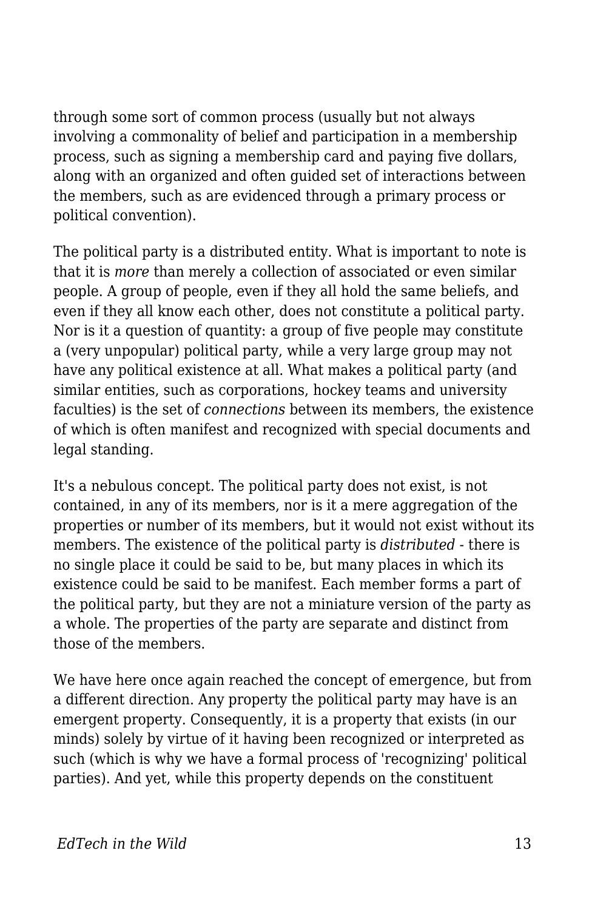through some sort of common process (usually but not always involving a commonality of belief and participation in a membership process, such as signing a membership card and paying five dollars, along with an organized and often guided set of interactions between the members, such as are evidenced through a primary process or political convention).

The political party is a distributed entity. What is important to note is that it is *more* than merely a collection of associated or even similar people. A group of people, even if they all hold the same beliefs, and even if they all know each other, does not constitute a political party. Nor is it a question of quantity: a group of five people may constitute a (very unpopular) political party, while a very large group may not have any political existence at all. What makes a political party (and similar entities, such as corporations, hockey teams and university faculties) is the set of *connections* between its members, the existence of which is often manifest and recognized with special documents and legal standing.

It's a nebulous concept. The political party does not exist, is not contained, in any of its members, nor is it a mere aggregation of the properties or number of its members, but it would not exist without its members. The existence of the political party is *distributed* - there is no single place it could be said to be, but many places in which its existence could be said to be manifest. Each member forms a part of the political party, but they are not a miniature version of the party as a whole. The properties of the party are separate and distinct from those of the members.

We have here once again reached the concept of emergence, but from a different direction. Any property the political party may have is an emergent property. Consequently, it is a property that exists (in our minds) solely by virtue of it having been recognized or interpreted as such (which is why we have a formal process of 'recognizing' political parties). And yet, while this property depends on the constituent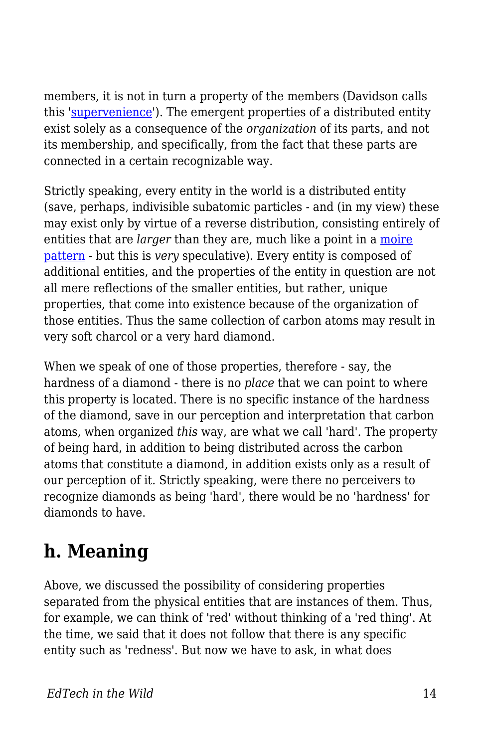members, it is not in turn a property of the members (Davidson calls this 'supervenience'). The emergent properties of a distributed entity exist solely as a consequence of the *organization* of its parts, and not its membership, and specifically, from the fact that these parts are connected in a certain recognizable way.

Strictly speaking, every entity in the world is a distributed entity (save, perhaps, indivisible subatomic particles - and (in my view) these may exist only by virtue of a reverse distribution, consisting entirely of entities that are *larger* than they are, much like a point in a moire pattern - but this is *very* speculative). Every entity is composed of additional entities, and the properties of the entity in question are not all mere reflections of the smaller entities, but rather, unique properties, that come into existence because of the organization of those entities. Thus the same collection of carbon atoms may result in very soft charcol or a very hard diamond.

When we speak of one of those properties, therefore - say, the hardness of a diamond - there is no *place* that we can point to where this property is located. There is no specific instance of the hardness of the diamond, save in our perception and interpretation that carbon atoms, when organized *this* way, are what we call 'hard'. The property of being hard, in addition to being distributed across the carbon atoms that constitute a diamond, in addition exists only as a result of our perception of it. Strictly speaking, were there no perceivers to recognize diamonds as being 'hard', there would be no 'hardness' for diamonds to have.

## h. Meaning

Above, we discussed the possibility of considering properties separated from the physical entities that are instances of them. Thus, for example, we can think of 'red' without thinking of a 'red thing'. At the time, we said that it does not follow that there is any specific entity such as 'redness'. But now we have to ask, in what does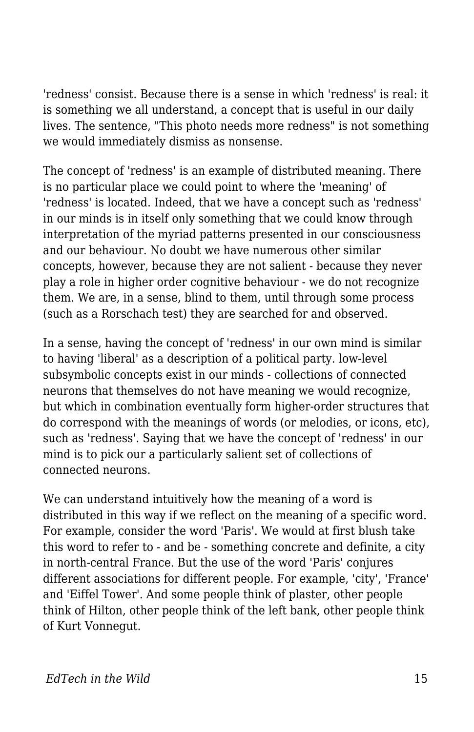'redness' consist. Because there is a sense in which 'redness' is real: it is something we all understand, a concept that is useful in our daily lives. The sentence, "This photo needs more redness" is not something we would immediately dismiss as nonsense.

The concept of 'redness' is an example of distributed meaning. There is no particular place we could point to where the 'meaning' of 'redness' is located. Indeed, that we have a concept such as 'redness' in our minds is in itself only something that we could know through interpretation of the myriad patterns presented in our consciousness and our behaviour. No doubt we have numerous other similar concepts, however, because they are not salient - because they never play a role in higher order cognitive behaviour - we do not recognize them. We are, in a sense, blind to them, until through some process (such as a Rorschach test) they are searched for and observed.

In a sense, having the concept of 'redness' in our own mind is similar to having 'liberal' as a description of a political party. low-level subsymbolic concepts exist in our minds - collections of connected neurons that themselves do not have meaning we would recognize, but which in combination eventually form higher-order structures that do correspond with the meanings of words (or melodies, or icons, etc), such as 'redness'. Saying that we have the concept of 'redness' in our mind is to pick our a particularly salient set of collections of connected neurons.

We can understand intuitively how the meaning of a word is distributed in this way if we reflect on the meaning of a specific word. For example, consider the word 'Paris'. We would at first blush take this word to refer to - and be - something concrete and definite, a city in north-central France. But the use of the word 'Paris' conjures different associations for different people. For example, 'city', 'France' and 'Eiffel Tower'. And some people think of plaster, other people think of Hilton, other people think of the left bank, other people think of Kurt Vonnegut.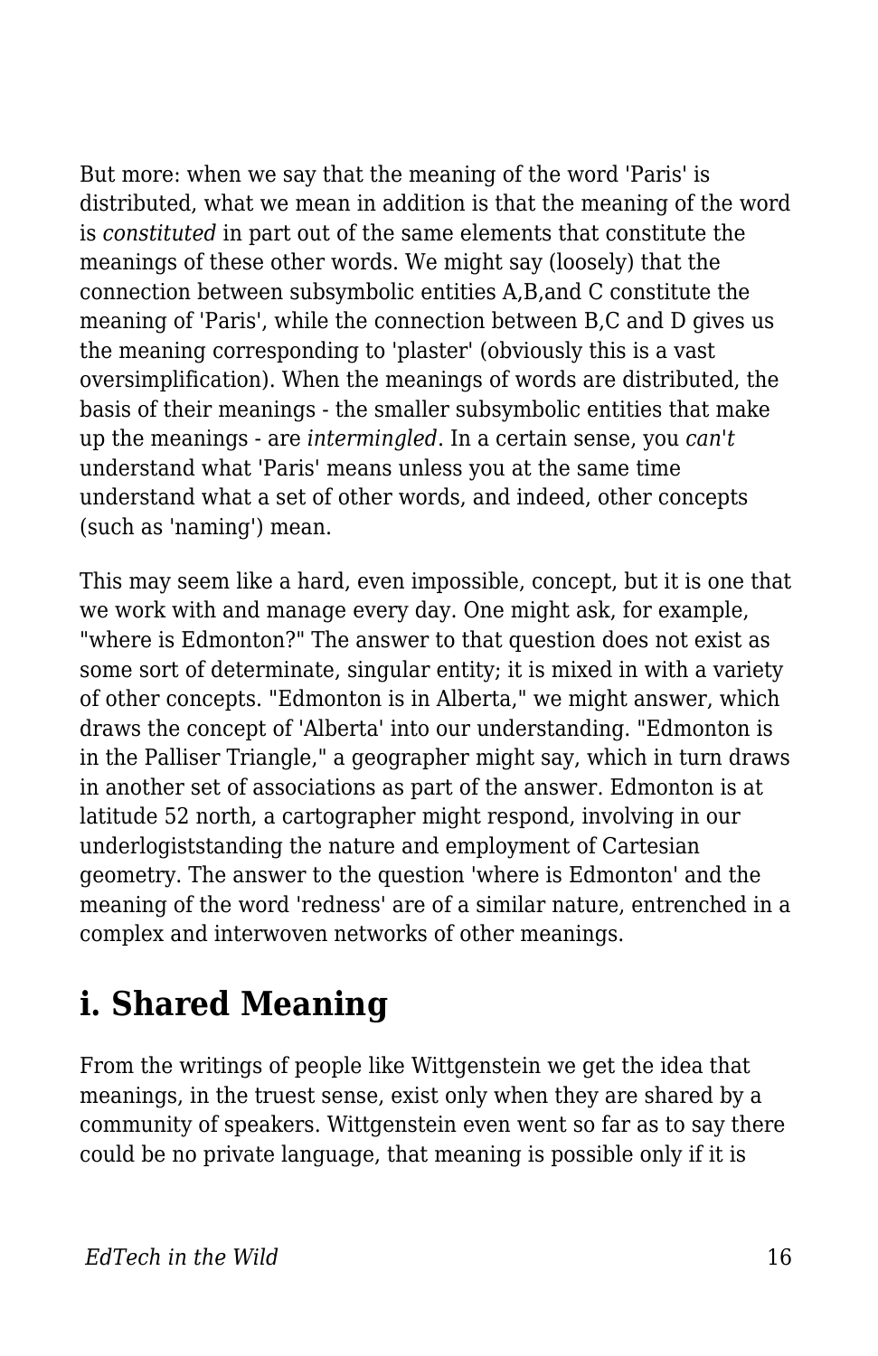But more: when we say that the meaning of the word 'Paris' is distributed, what we mean in addition is that the meaning of the word is *constituted* in part out of the same elements that constitute the meanings of these other words. We might say (loosely) that the connection between subsymbolic entities A,B,and C constitute the meaning of 'Paris', while the connection between B,C and D gives us the meaning corresponding to 'plaster' (obviously this is a vast oversimplification). When the meanings of words are distributed, the basis of their meanings - the smaller subsymbolic entities that make up the meanings - are *intermingled*. In a certain sense, you *can't* understand what 'Paris' means unless you at the same time understand what a set of other words, and indeed, other concepts (such as 'naming') mean.

This may seem like a hard, even impossible, concept, but it is one that we work with and manage every day. One might ask, for example, "where is Edmonton?" The answer to that question does not exist as some sort of determinate, singular entity; it is mixed in with a variety of other concepts. "Edmonton is in Alberta," we might answer, which draws the concept of 'Alberta' into our understanding. "Edmonton is in the Palliser Triangle," a geographer might say, which in turn draws in another set of associations as part of the answer. Edmonton is at latitude 52 north, a cartographer might respond, involving in our underlogiststanding the nature and employment of Cartesian geometry. The answer to the question 'where is Edmonton' and the meaning of the word 'redness' are of a similar nature, entrenched in a complex and interwoven networks of other meanings.

## i. Shared Meaning

From the writings of people like Wittgenstein we get the idea that meanings, in the truest sense, exist only when they are shared by a community of speakers. Wittgenstein even went so far as to say there could be no private language, that meaning is possible only if it is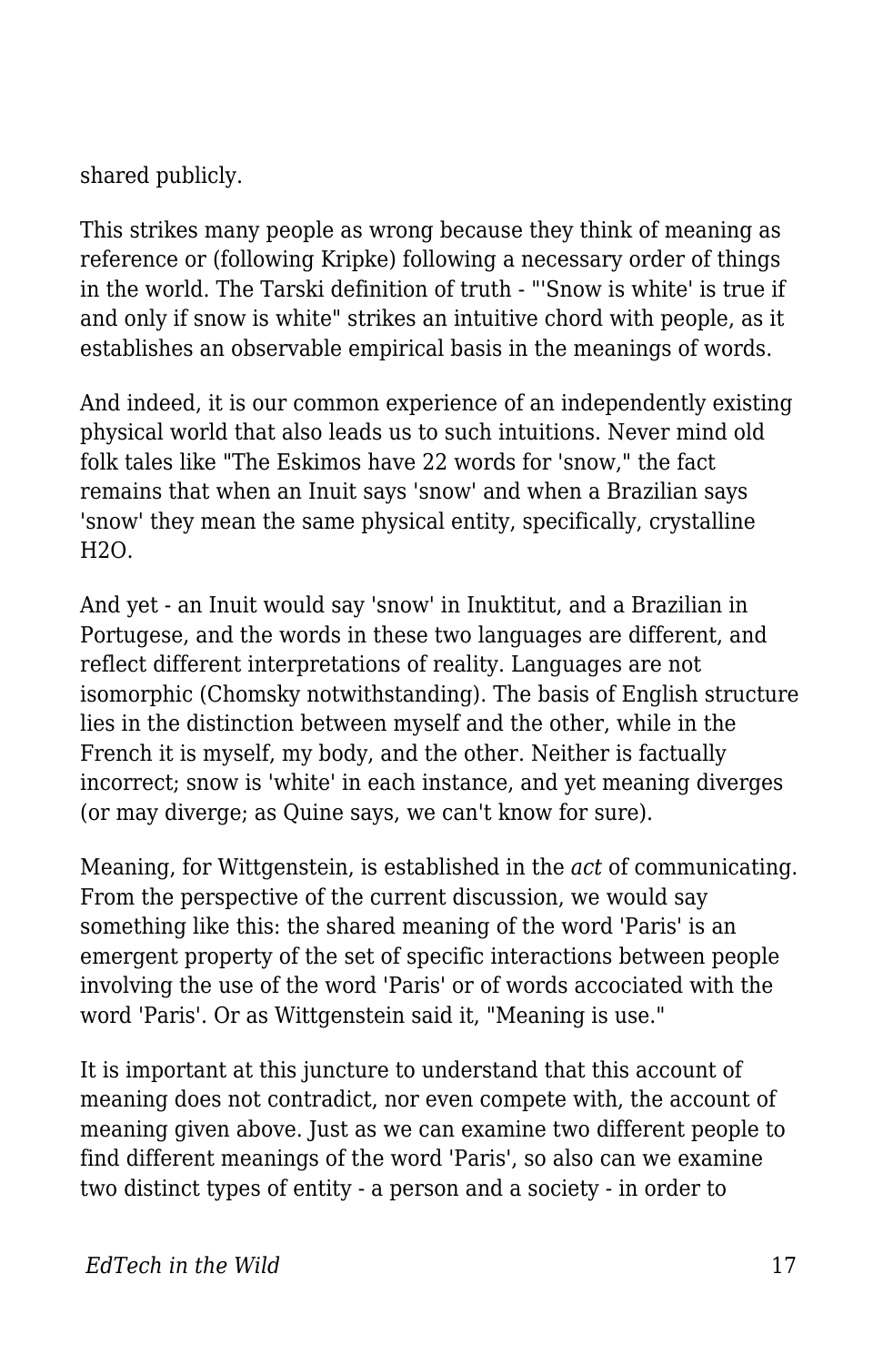shared publicly.

This strikes many people as wrong because they think of meaning as reference or (following Kripke) following a necessary order of things in the world. The Tarski definition of truth - "'Snow is white' is true if and only if snow is white" strikes an intuitive chord with people, as it establishes an observable empirical basis in the meanings of words.

And indeed, it is our common experience of an independently existing physical world that also leads us to such intuitions. Never mind old folk tales like "The Eskimos have 22 words for 'snow,'" the fact remains that when an Inuit says 'snow' and when a Brazilian says 'snow' they mean the same physical entity, specifically, crystalline $H_2O$.

And yet - an Inuit would say 'snow' in Inuktitut, and a Brazilian in Portugese, and the words in these two languages are different, and reflect different interpretations of reality. Languages are not isomorphic (Chomsky notwithstanding). The basis of English structure lies in the distinction between myself and the other, while in the French it is myself, my body, and the other. Neither is factually incorrect; snow is 'white' in each instance, and yet meaning diverges (or may diverge; as Quine says, we can't know for sure).

Meaning, for Wittgenstein, is established in the *act* of communicating. From the perspective of the current discussion, we would say something like this: the shared meaning of the word 'Paris' is an emergent property of the set of specific interactions between people involving the use of the word 'Paris' or of words accociated with the word 'Paris'. Or as Wittgenstein said it, "Meaning is use."

It is important at this juncture to understand that this account of meaning does not contradict, nor even compete with, the account of meaning given above. Just as we can examine two different people to find different meanings of the word 'Paris', so also can we examine two distinct types of entity - a person and a society - in order to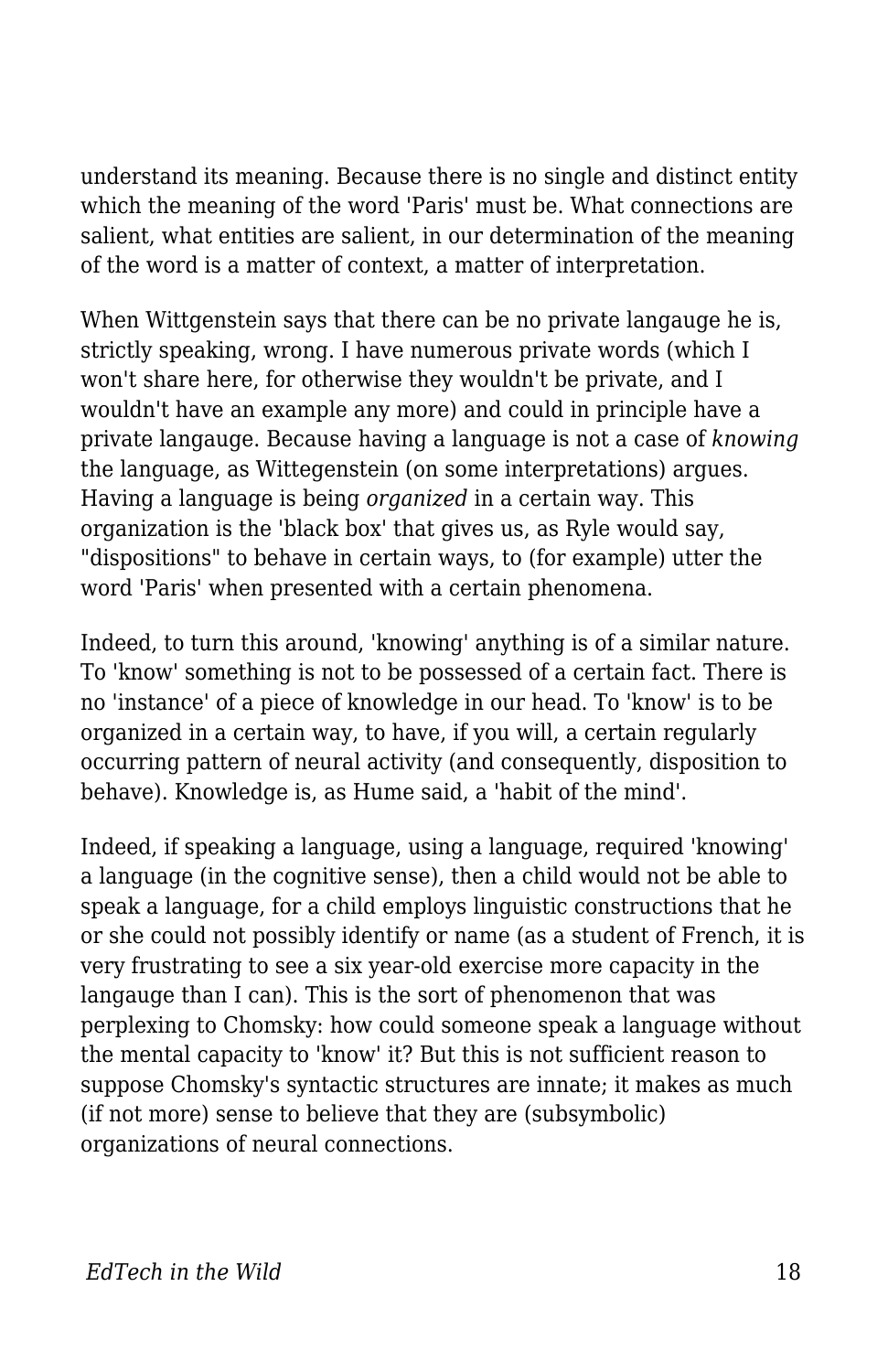understand its meaning. Because there is no single and distinct entity which the meaning of the word 'Paris' must be. What connections are salient, what entities are salient, in our determination of the meaning of the word is a matter of context, a matter of interpretation.

When Wittgenstein says that there can be no private langauge he is, strictly speaking, wrong. I have numerous private words (which I won't share here, for otherwise they wouldn't be private, and I wouldn't have an example any more) and could in principle have a private langauge. Because having a language is not a case of *knowing* the language, as Wittegenstein (on some interpretations) argues. Having a language is being *organized* in a certain way. This organization is the 'black box' that gives us, as Ryle would say, "dispositions" to behave in certain ways, to (for example) utter the word 'Paris' when presented with a certain phenomena.

Indeed, to turn this around, 'knowing' anything is of a similar nature. To 'know' something is not to be possessed of a certain fact. There is no 'instance' of a piece of knowledge in our head. To 'know' is to be organized in a certain way, to have, if you will, a certain regularly occurring pattern of neural activity (and consequently, disposition to behave). Knowledge is, as Hume said, a 'habit of the mind'.

Indeed, if speaking a language, using a language, required 'knowing' a language (in the cognitive sense), then a child would not be able to speak a language, for a child employs linguistic constructions that he or she could not possibly identify or name (as a student of French, it is very frustrating to see a six year-old exercise more capacity in the langauge than I can). This is the sort of phenomenon that was perplexing to Chomsky: how could someone speak a language without the mental capacity to 'know' it? But this is not sufficient reason to suppose Chomsky's syntactic structures are innate; it makes as much (if not more) sense to believe that they are (subsymbolic) organizations of neural connections.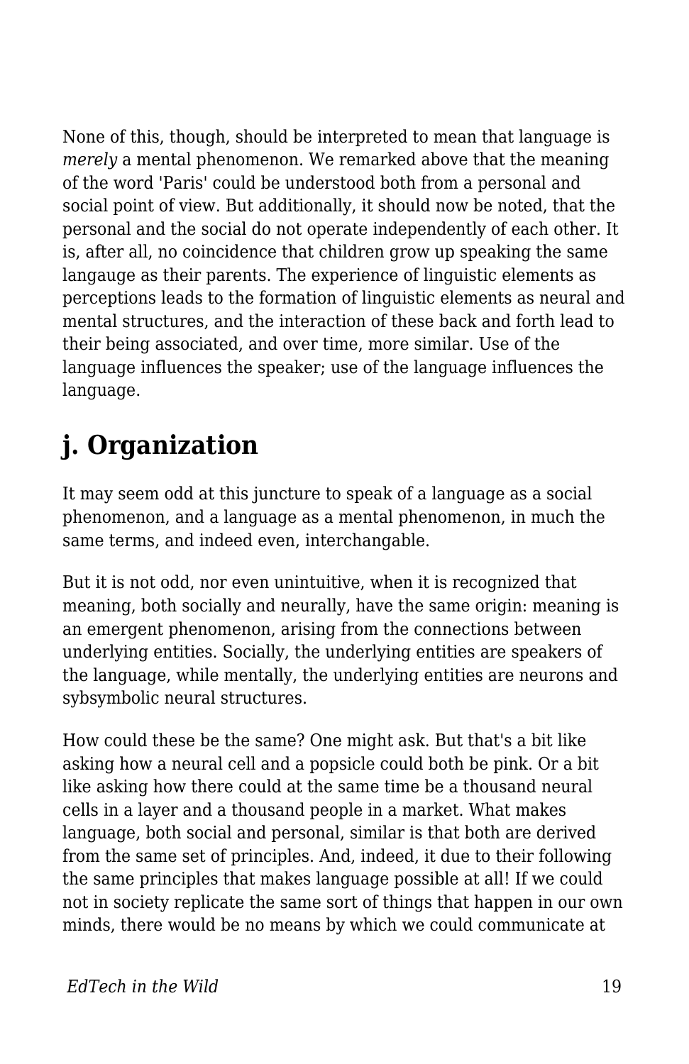None of this, though, should be interpreted to mean that language is *merely* a mental phenomenon. We remarked above that the meaning of the word 'Paris' could be understood both from a personal and social point of view. But additionally, it should now be noted, that the personal and the social do not operate independently of each other. It is, after all, no coincidence that children grow up speaking the same langauge as their parents. The experience of linguistic elements as perceptions leads to the formation of linguistic elements as neural and mental structures, and the interaction of these back and forth lead to their being associated, and over time, more similar. Use of the language influences the speaker; use of the language influences the language.

## j. Organization

It may seem odd at this juncture to speak of a language as a social phenomenon, and a language as a mental phenomenon, in much the same terms, and indeed even, interchangable.

But it is not odd, nor even unintuitive, when it is recognized that meaning, both socially and neurally, have the same origin: meaning is an emergent phenomenon, arising from the connections between underlying entities. Socially, the underlying entities are speakers of the language, while mentally, the underlying entities are neurons and sybsymbolic neural structures.

How could these be the same? One might ask. But that's a bit like asking how a neural cell and a popsicle could both be pink. Or a bit like asking how there could at the same time be a thousand neural cells in a layer and a thousand people in a market. What makes language, both social and personal, similar is that both are derived from the same set of principles. And, indeed, it due to their following the same principles that makes language possible at all! If we could not in society replicate the same sort of things that happen in our own minds, there would be no means by which we could communicate at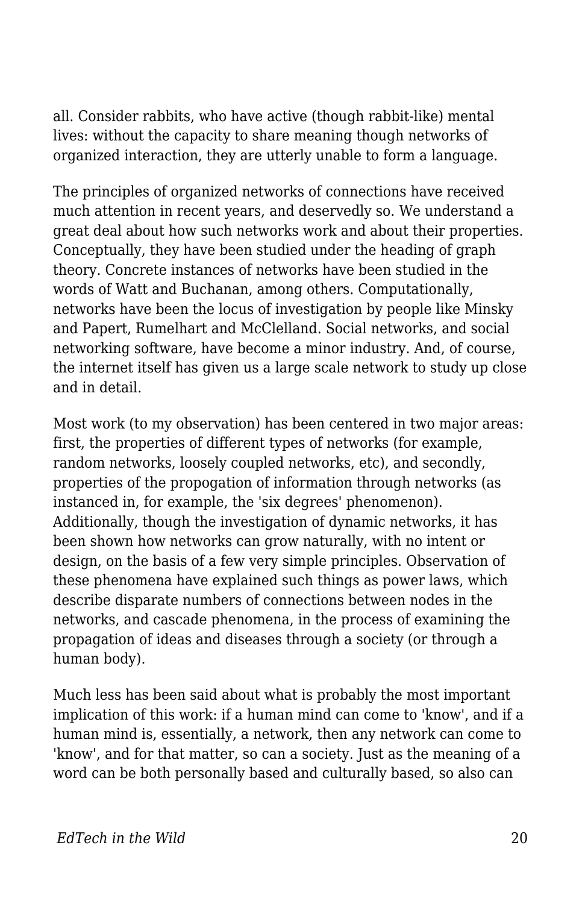all. Consider rabbits, who have active (though rabbit-like) mental lives: without the capacity to share meaning though networks of organized interaction, they are utterly unable to form a language.

The principles of organized networks of connections have received much attention in recent years, and deservedly so. We understand a great deal about how such networks work and about their properties. Conceptually, they have been studied under the heading of graph theory. Concrete instances of networks have been studied in the words of Watt and Buchanan, among others. Computationally, networks have been the locus of investigation by people like Minsky and Papert, Rumelhart and McClelland. Social networks, and social networking software, have become a minor industry. And, of course, the internet itself has given us a large scale network to study up close and in detail.

Most work (to my observation) has been centered in two major areas: first, the properties of different types of networks (for example, random networks, loosely coupled networks, etc), and secondly, properties of the propogation of information through networks (as instanced in, for example, the 'six degrees' phenomenon). Additionally, though the investigation of dynamic networks, it has been shown how networks can grow naturally, with no intent or design, on the basis of a few very simple principles. Observation of these phenomena have explained such things as power laws, which describe disparate numbers of connections between nodes in the networks, and cascade phenomena, in the process of examining the propagation of ideas and diseases through a society (or through a human body).

Much less has been said about what is probably the most important implication of this work: if a human mind can come to 'know', and if a human mind is, essentially, a network, then any network can come to 'know', and for that matter, so can a society. Just as the meaning of a word can be both personally based and culturally based, so also can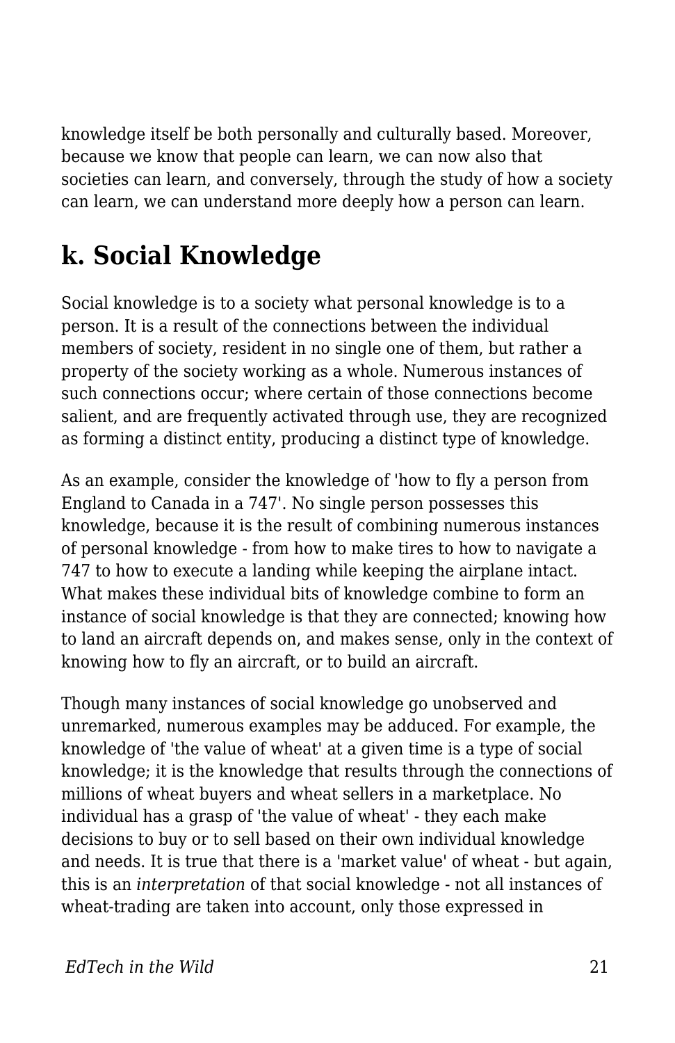knowledge itself be both personally and culturally based. Moreover, because we know that people can learn, we can now also that societies can learn, and conversely, through the study of how a society can learn, we can understand more deeply how a person can learn.

## k. Social Knowledge

Social knowledge is to a society what personal knowledge is to a person. It is a result of the connections between the individual members of society, resident in no single one of them, but rather a property of the society working as a whole. Numerous instances of such connections occur; where certain of those connections become salient, and are frequently activated through use, they are recognized as forming a distinct entity, producing a distinct type of knowledge.

As an example, consider the knowledge of 'how to fly a person from England to Canada in a 747'. No single person possesses this knowledge, because it is the result of combining numerous instances of personal knowledge - from how to make tires to how to navigate a 747 to how to execute a landing while keeping the airplane intact. What makes these individual bits of knowledge combine to form an instance of social knowledge is that they are connected; knowing how to land an aircraft depends on, and makes sense, only in the context of knowing how to fly an aircraft, or to build an aircraft.

Though many instances of social knowledge go unobserved and unremarked, numerous examples may be adduced. For example, the knowledge of 'the value of wheat' at a given time is a type of social knowledge; it is the knowledge that results through the connections of millions of wheat buyers and wheat sellers in a marketplace. No individual has a grasp of 'the value of wheat' - they each make decisions to buy or to sell based on their own individual knowledge and needs. It is true that there is a 'market value' of wheat - but again, this is an *interpretation* of that social knowledge - not all instances of wheat-trading are taken into account, only those expressed in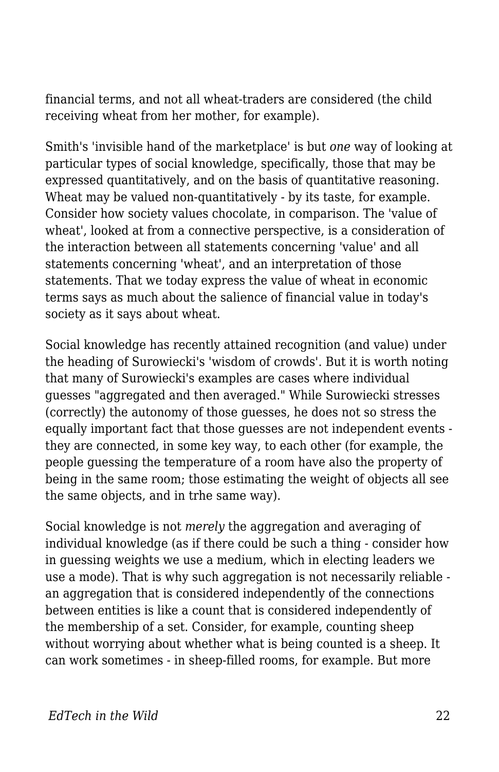financial terms, and not all wheat-traders are considered (the child receiving wheat from her mother, for example).

Smith's 'invisible hand of the marketplace' is but *one* way of looking at particular types of social knowledge, specifically, those that may be expressed quantitatively, and on the basis of quantitative reasoning. Wheat may be valued non-quantitatively - by its taste, for example. Consider how society values chocolate, in comparison. The 'value of wheat', looked at from a connective perspective, is a consideration of the interaction between all statements concerning 'value' and all statements concerning 'wheat', and an interpretation of those statements. That we today express the value of wheat in economic terms says as much about the salience of financial value in today's society as it says about wheat.

Social knowledge has recently attained recognition (and value) under the heading of Surowiecki's 'wisdom of crowds'. But it is worth noting that many of Surowiecki's examples are cases where individual guesses "aggregated and then averaged." While Surowiecki stresses (correctly) the autonomy of those guesses, he does not so stress the equally important fact that those guesses are not independent events - they are connected, in some key way, to each other (for example, the people guessing the temperature of a room have also the property of being in the same room; those estimating the weight of objects all see the same objects, and in trhe same way).

Social knowledge is not *merely* the aggregation and averaging of individual knowledge (as if there could be such a thing - consider how in guessing weights we use a medium, which in electing leaders we use a mode). That is why such aggregation is not necessarily reliable - an aggregation that is considered independently of the connections between entities is like a count that is considered independently of the membership of a set. Consider, for example, counting sheep without worrying about whether what is being counted is a sheep. It can work sometimes - in sheep-filled rooms, for example. But more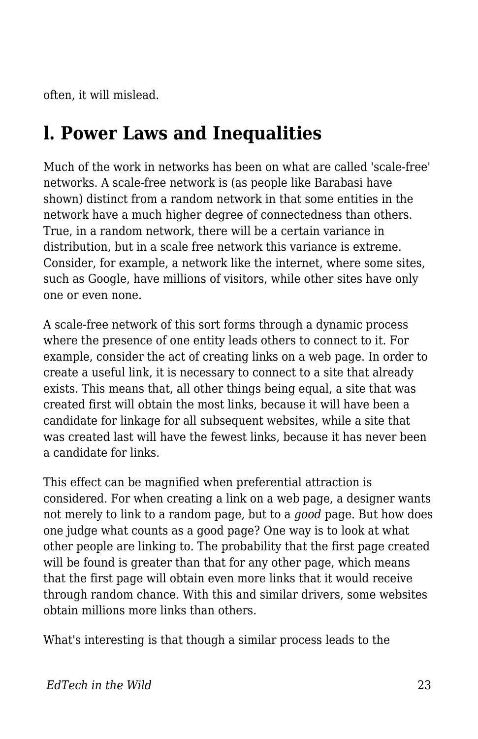often, it will mislead.

## l. Power Laws and Inequalities

Much of the work in networks has been on what are called 'scale-free' networks. A scale-free network is (as people like Barabasi have shown) distinct from a random network in that some entities in the network have a much higher degree of connectedness than others. True, in a random network, there will be a certain variance in distribution, but in a scale free network this variance is extreme. Consider, for example, a network like the internet, where some sites, such as Google, have millions of visitors, while other sites have only one or even none.

A scale-free network of this sort forms through a dynamic process where the presence of one entity leads others to connect to it. For example, consider the act of creating links on a web page. In order to create a useful link, it is necessary to connect to a site that already exists. This means that, all other things being equal, a site that was created first will obtain the most links, because it will have been a candidate for linkage for all subsequent websites, while a site that was created last will have the fewest links, because it has never been a candidate for links.

This effect can be magnified when preferential attraction is considered. For when creating a link on a web page, a designer wants not merely to link to a random page, but to a *good* page. But how does one judge what counts as a good page? One way is to look at what other people are linking to. The probability that the first page created will be found is greater than that for any other page, which means that the first page will obtain even more links that it would receive through random chance. With this and similar drivers, some websites obtain millions more links than others.

What's interesting is that though a similar process leads to the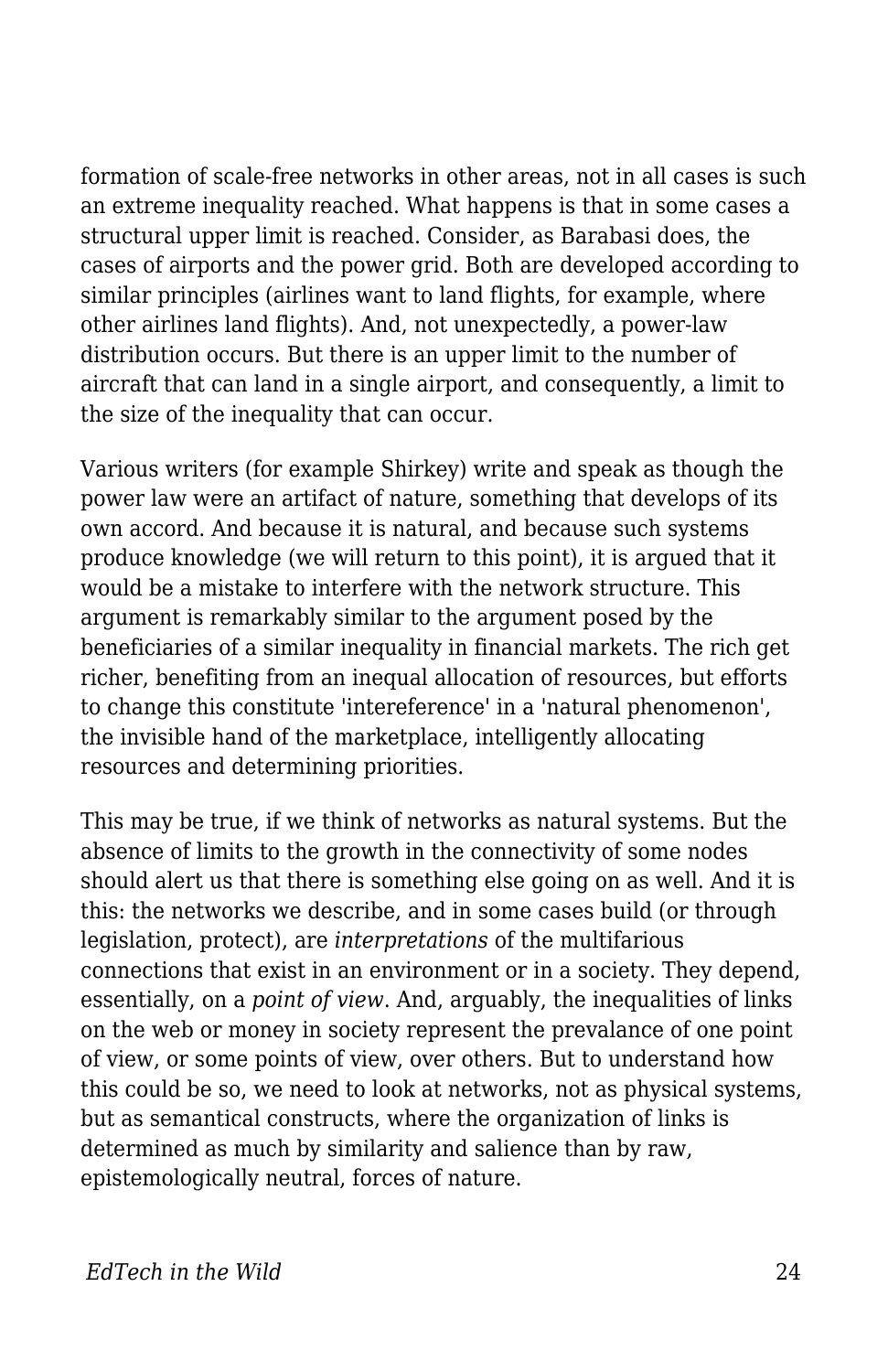formation of scale-free networks in other areas, not in all cases is such an extreme inequality reached. What happens is that in some cases a structural upper limit is reached. Consider, as Barabasi does, the cases of airports and the power grid. Both are developed according to similar principles (airlines want to land flights, for example, where other airlines land flights). And, not unexpectedly, a power-law distribution occurs. But there is an upper limit to the number of aircraft that can land in a single airport, and consequently, a limit to the size of the inequality that can occur.

Various writers (for example Shirkey) write and speak as though the power law were an artifact of nature, something that develops of its own accord. And because it is natural, and because such systems produce knowledge (we will return to this point), it is argued that it would be a mistake to interfere with the network structure. This argument is remarkably similar to the argument posed by the beneficiaries of a similar inequality in financial markets. The rich get richer, benefiting from an inequal allocation of resources, but efforts to change this constitute 'intereference' in a 'natural phenomenon', the invisible hand of the marketplace, intelligently allocating resources and determining priorities.

This may be true, if we think of networks as natural systems. But the absence of limits to the growth in the connectivity of some nodes should alert us that there is something else going on as well. And it is this: the networks we describe, and in some cases build (or through legislation, protect), are *interpretations* of the multifarious connections that exist in an environment or in a society. They depend, essentially, on a *point of view*. And, arguably, the inequalities of links on the web or money in society represent the prevalance of one point of view, or some points of view, over others. But to understand how this could be so, we need to look at networks, not as physical systems, but as semantical constructs, where the organization of links is determined as much by similarity and salience than by raw, epistemologically neutral, forces of nature.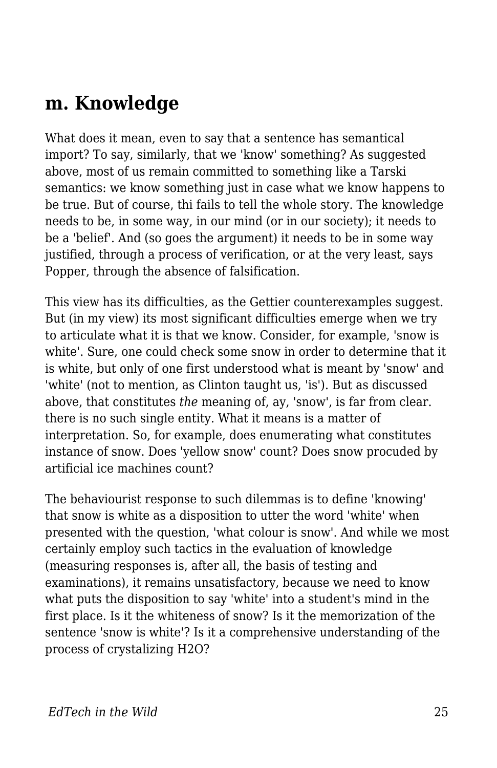## m. Knowledge

What does it mean, even to say that a sentence has semantical import? To say, similarly, that we 'know' something? As suggested above, most of us remain committed to something like a Tarski semantics: we know something just in case what we know happens to be true. But of course, thi fails to tell the whole story. The knowledge needs to be, in some way, in our mind (or in our society); it needs to be a 'belief'. And (so goes the argument) it needs to be in some way justified, through a process of verification, or at the very least, says Popper, through the absence of falsification.

This view has its difficulties, as the Gettier counterexamples suggest. But (in my view) its most significant difficulties emerge when we try to articulate what it is that we know. Consider, for example, 'snow is white'. Sure, one could check some snow in order to determine that it is white, but only of one first understood what is meant by 'snow' and 'white' (not to mention, as Clinton taught us, 'is'). But as discussed above, that constitutes *the* meaning of, ay, 'snow', is far from clear. there is no such single entity. What it means is a matter of interpretation. So, for example, does enumerating what constitutes instance of snow. Does 'yellow snow' count? Does snow procuded by artificial ice machines count?

The behaviourist response to such dilemmas is to define 'knowing' that snow is white as a disposition to utter the word 'white' when presented with the question, 'what colour is snow'. And while we most certainly employ such tactics in the evaluation of knowledge (measuring responses is, after all, the basis of testing and examinations), it remains unsatisfactory, because we need to know what puts the disposition to say 'white' into a student's mind in the first place. Is it the whiteness of snow? Is it the memorization of the sentence 'snow is white'? Is it a comprehensive understanding of the process of crystalizing $H_2O$?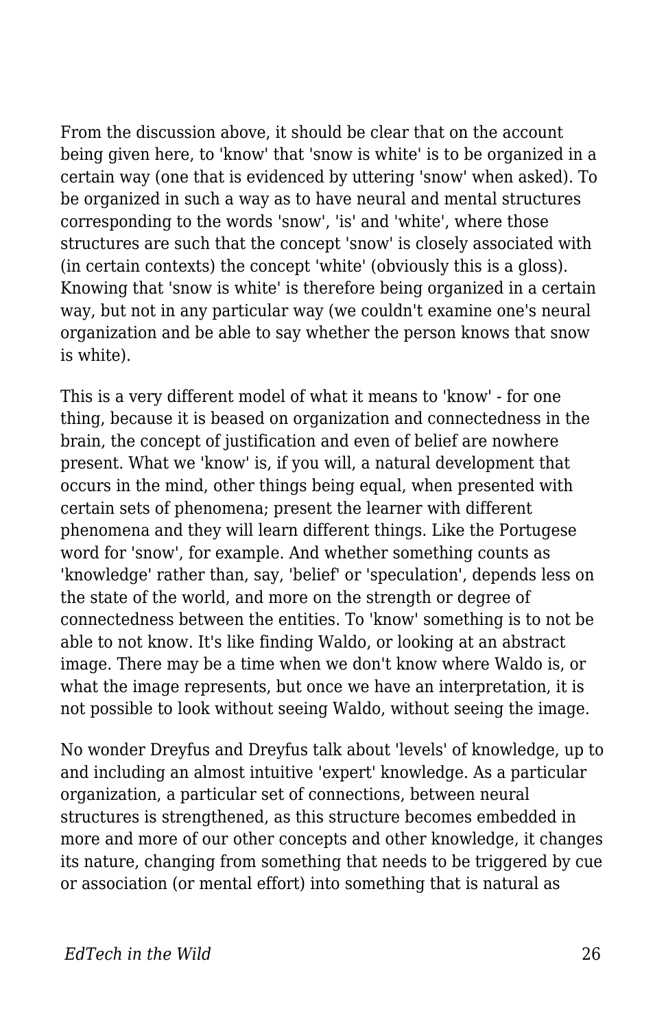From the discussion above, it should be clear that on the account being given here, to 'know' that 'snow is white' is to be organized in a certain way (one that is evidenced by uttering 'snow' when asked). To be organized in such a way as to have neural and mental structures corresponding to the words 'snow', 'is' and 'white', where those structures are such that the concept 'snow' is closely associated with (in certain contexts) the concept 'white' (obviously this is a gloss). Knowing that 'snow is white' is therefore being organized in a certain way, but not in any particular way (we couldn't examine one's neural organization and be able to say whether the person knows that snow is white).

This is a very different model of what it means to 'know' - for one thing, because it is beased on organization and connectedness in the brain, the concept of justification and even of belief are nowhere present. What we 'know' is, if you will, a natural development that occurs in the mind, other things being equal, when presented with certain sets of phenomena; present the learner with different phenomena and they will learn different things. Like the Portugese word for 'snow', for example. And whether something counts as 'knowledge' rather than, say, 'belief' or 'speculation', depends less on the state of the world, and more on the strength or degree of connectedness between the entities. To 'know' something is to not be able to not know. It's like finding Waldo, or looking at an abstract image. There may be a time when we don't know where Waldo is, or what the image represents, but once we have an interpretation, it is not possible to look without seeing Waldo, without seeing the image.

No wonder Dreyfus and Dreyfus talk about 'levels' of knowledge, up to and including an almost intuitive 'expert' knowledge. As a particular organization, a particular set of connections, between neural structures is strengthened, as this structure becomes embedded in more and more of our other concepts and other knowledge, it changes its nature, changing from something that needs to be triggered by cue or association (or mental effort) into something that is natural as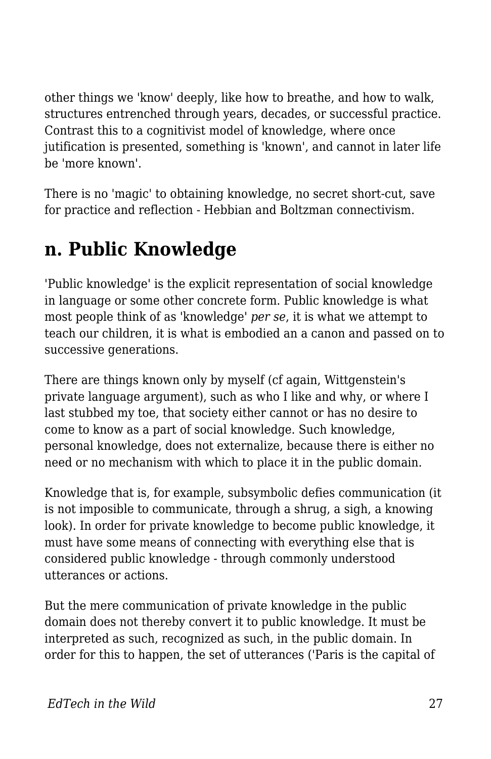other things we 'know' deeply, like how to breathe, and how to walk, structures entrenched through years, decades, or successful practice. Contrast this to a cognitivist model of knowledge, where once jutification is presented, something is 'known', and cannot in later life be 'more known'.

There is no 'magic' to obtaining knowledge, no secret short-cut, save for practice and reflection - Hebbian and Boltzman connectivism.

## n. Public Knowledge

'Public knowledge' is the explicit representation of social knowledge in language or some other concrete form. Public knowledge is what most people think of as 'knowledge' *per se*, it is what we attempt to teach our children, it is what is embodied an a canon and passed on to successive generations.

There are things known only by myself (cf again, Wittgenstein's private language argument), such as who I like and why, or where I last stubbed my toe, that society either cannot or has no desire to come to know as a part of social knowledge. Such knowledge, personal knowledge, does not externalize, because there is either no need or no mechanism with which to place it in the public domain.

Knowledge that is, for example, subsymbolic defies communication (it is not imposible to communicate, through a shrug, a sigh, a knowing look). In order for private knowledge to become public knowledge, it must have some means of connecting with everything else that is considered public knowledge - through commonly understood utterances or actions.

But the mere communication of private knowledge in the public domain does not thereby convert it to public knowledge. It must be interpreted as such, recognized as such, in the public domain. In order for this to happen, the set of utterances ('Paris is the capital of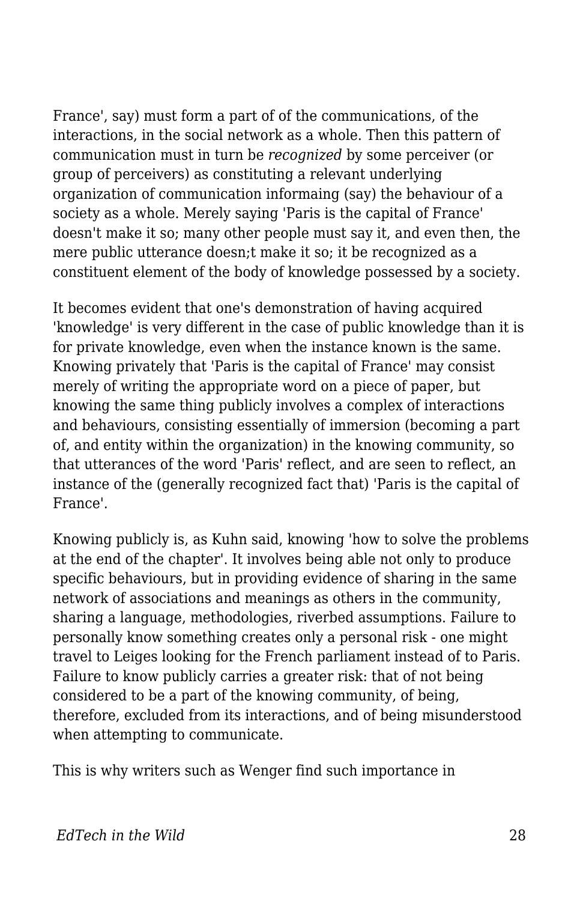France', say) must form a part of of the communications, of the interactions, in the social network as a whole. Then this pattern of communication must in turn be *recognized* by some perceiver (or group of perceivers) as constituting a relevant underlying organization of communication informaing (say) the behaviour of a society as a whole. Merely saying 'Paris is the capital of France' doesn't make it so; many other people must say it, and even then, the mere public utterance doesn;t make it so; it be recognized as a constituent element of the body of knowledge possessed by a society.

It becomes evident that one's demonstration of having acquired 'knowledge' is very different in the case of public knowledge than it is for private knowledge, even when the instance known is the same. Knowing privately that 'Paris is the capital of France' may consist merely of writing the appropriate word on a piece of paper, but knowing the same thing publicly involves a complex of interactions and behaviours, consisting essentially of immersion (becoming a part of, and entity within the organization) in the knowing community, so that utterances of the word 'Paris' reflect, and are seen to reflect, an instance of the (generally recognized fact that) 'Paris is the capital of France'.

Knowing publicly is, as Kuhn said, knowing 'how to solve the problems at the end of the chapter'. It involves being able not only to produce specific behaviours, but in providing evidence of sharing in the same network of associations and meanings as others in the community, sharing a language, methodologies, riverbed assumptions. Failure to personally know something creates only a personal risk - one might travel to Leiges looking for the French parliament instead of to Paris. Failure to know publicly carries a greater risk: that of not being considered to be a part of the knowing community, of being, therefore, excluded from its interactions, and of being misunderstood when attempting to communicate.

This is why writers such as Wenger find such importance in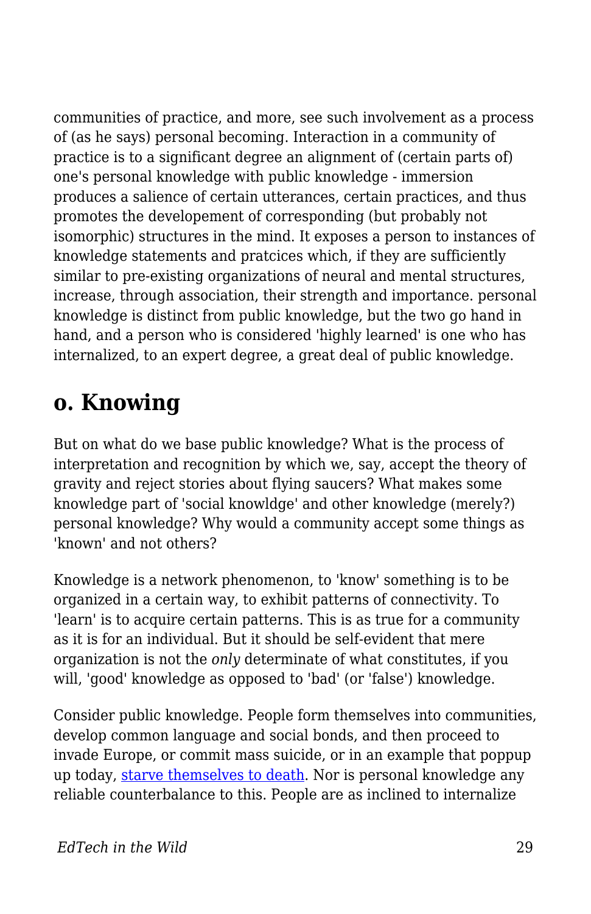communities of practice, and more, see such involvement as a process of (as he says) personal becoming. Interaction in a community of practice is to a significant degree an alignment of (certain parts of) one's personal knowledge with public knowledge - immersion produces a salience of certain utterances, certain practices, and thus promotes the developement of corresponding (but probably not isomorphic) structures in the mind. It exposes a person to instances of knowledge statements and pratcices which, if they are sufficiently similar to pre-existing organizations of neural and mental structures, increase, through association, their strength and importance. personal knowledge is distinct from public knowledge, but the two go hand in hand, and a person who is considered 'highly learned' is one who has internalized, to an expert degree, a great deal of public knowledge.

## o. Knowing

But on what do we base public knowledge? What is the process of interpretation and recognition by which we, say, accept the theory of gravity and reject stories about flying saucers? What makes some knowledge part of 'social knowldge' and other knowledge (merely?) personal knowledge? Why would a community accept some things as 'known' and not others?

Knowledge is a network phenomenon, to 'know' something is to be organized in a certain way, to exhibit patterns of connectivity. To 'learn' is to acquire certain patterns. This is as true for a community as it is for an individual. But it should be self-evident that mere organization is not the *only* determinate of what constitutes, if you will, 'good' knowledge as opposed to 'bad' (or 'false') knowledge.

Consider public knowledge. People form themselves into communities, develop common language and social bonds, and then proceed to invade Europe, or commit mass suicide, or in an example that poppup up today, starve themselves to death. Nor is personal knowledge any reliable counterbalance to this. People are as inclined to internalize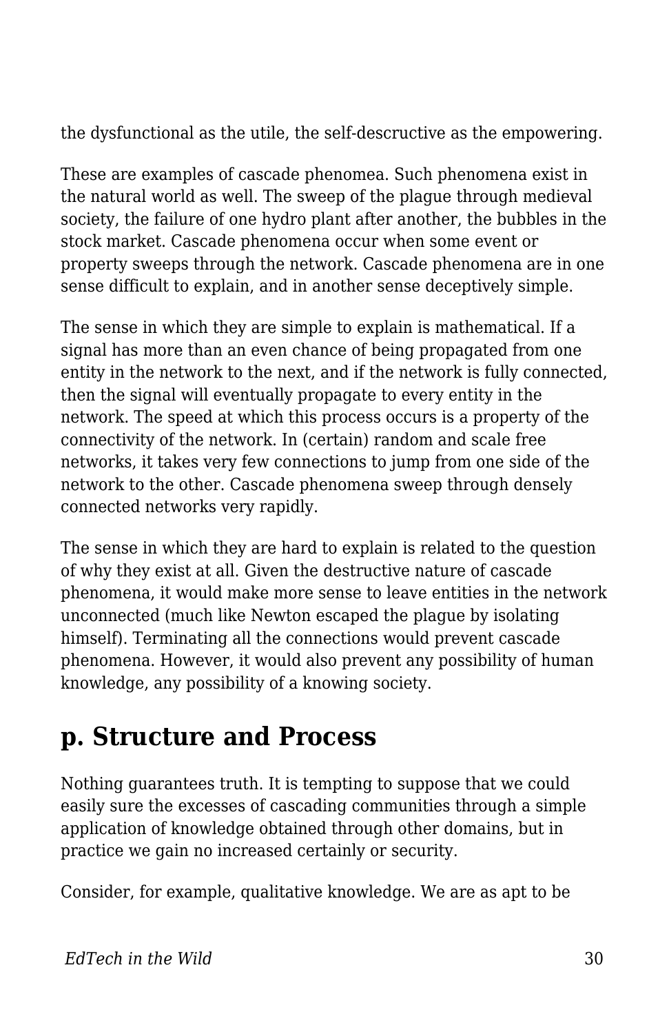the dysfunctional as the utile, the self-descructive as the empowering.

These are examples of cascade phenomea. Such phenomena exist in the natural world as well. The sweep of the plague through medieval society, the failure of one hydro plant after another, the bubbles in the stock market. Cascade phenomena occur when some event or property sweeps through the network. Cascade phenomena are in one sense difficult to explain, and in another sense deceptively simple.

The sense in which they are simple to explain is mathematical. If a signal has more than an even chance of being propagated from one entity in the network to the next, and if the network is fully connected, then the signal will eventually propagate to every entity in the network. The speed at which this process occurs is a property of the connectivity of the network. In (certain) random and scale free networks, it takes very few connections to jump from one side of the network to the other. Cascade phenomena sweep through densely connected networks very rapidly.

The sense in which they are hard to explain is related to the question of why they exist at all. Given the destructive nature of cascade phenomena, it would make more sense to leave entities in the network unconnected (much like Newton escaped the plague by isolating himself). Terminating all the connections would prevent cascade phenomena. However, it would also prevent any possibility of human knowledge, any possibility of a knowing society.

## p. Structure and Process

Nothing guarantees truth. It is tempting to suppose that we could easily sure the excesses of cascading communities through a simple application of knowledge obtained through other domains, but in practice we gain no increased certainly or security.

Consider, for example, qualitative knowledge. We are as apt to be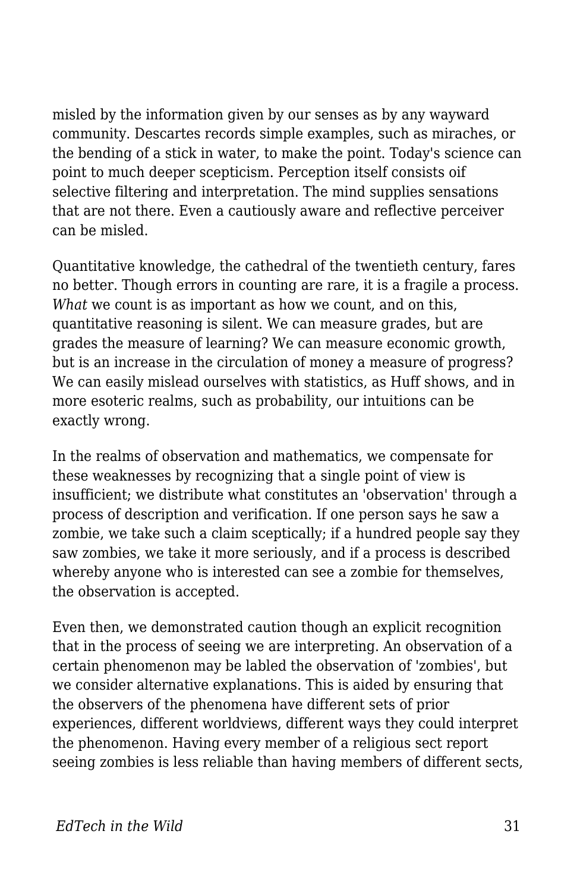misled by the information given by our senses as by any wayward community. Descartes records simple examples, such as miraches, or the bending of a stick in water, to make the point. Today's science can point to much deeper scepticism. Perception itself consists oif selective filtering and interpretation. The mind supplies sensations that are not there. Even a cautiously aware and reflective perceiver can be misled.

Quantitative knowledge, the cathedral of the twentieth century, fares no better. Though errors in counting are rare, it is a fragile a process. *What* we count is as important as how we count, and on this, quantitative reasoning is silent. We can measure grades, but are grades the measure of learning? We can measure economic growth, but is an increase in the circulation of money a measure of progress? We can easily mislead ourselves with statistics, as Huff shows, and in more esoteric realms, such as probability, our intuitions can be exactly wrong.

In the realms of observation and mathematics, we compensate for these weaknesses by recognizing that a single point of view is insufficient; we distribute what constitutes an 'observation' through a process of description and verification. If one person says he saw a zombie, we take such a claim sceptically; if a hundred people say they saw zombies, we take it more seriously, and if a process is described whereby anyone who is interested can see a zombie for themselves, the observation is accepted.

Even then, we demonstrated caution though an explicit recognition that in the process of seeing we are interpreting. An observation of a certain phenomenon may be labled the observation of 'zombies', but we consider alternative explanations. This is aided by ensuring that the observers of the phenomena have different sets of prior experiences, different worldviews, different ways they could interpret the phenomenon. Having every member of a religious sect report seeing zombies is less reliable than having members of different sects,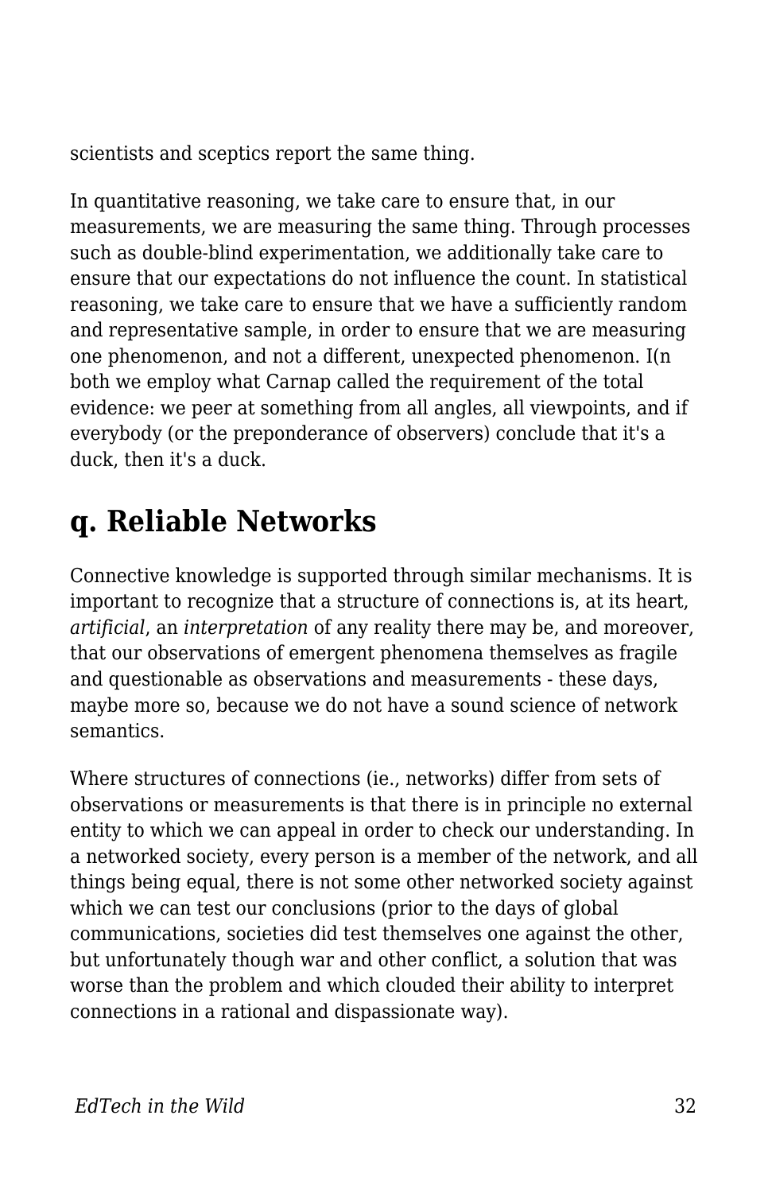scientists and sceptics report the same thing.

In quantitative reasoning, we take care to ensure that, in our measurements, we are measuring the same thing. Through processes such as double-blind experimentation, we additionally take care to ensure that our expectations do not influence the count. In statistical reasoning, we take care to ensure that we have a sufficiently random and representative sample, in order to ensure that we are measuring one phenomenon, and not a different, unexpected phenomenon. I(n both we employ what Carnap called the requirement of the total evidence: we peer at something from all angles, all viewpoints, and if everybody (or the preponderance of observers) conclude that it's a duck, then it's a duck.

## q. Reliable Networks

Connective knowledge is supported through similar mechanisms. It is important to recognize that a structure of connections is, at its heart, *artificial*, an *interpretation* of any reality there may be, and moreover, that our observations of emergent phenomena themselves as fragile and questionable as observations and measurements - these days, maybe more so, because we do not have a sound science of network semantics.

Where structures of connections (ie., networks) differ from sets of observations or measurements is that there is in principle no external entity to which we can appeal in order to check our understanding. In a networked society, every person is a member of the network, and all things being equal, there is not some other networked society against which we can test our conclusions (prior to the days of global communications, societies did test themselves one against the other, but unfortunately though war and other conflict, a solution that was worse than the problem and which clouded their ability to interpret connections in a rational and dispassionate way).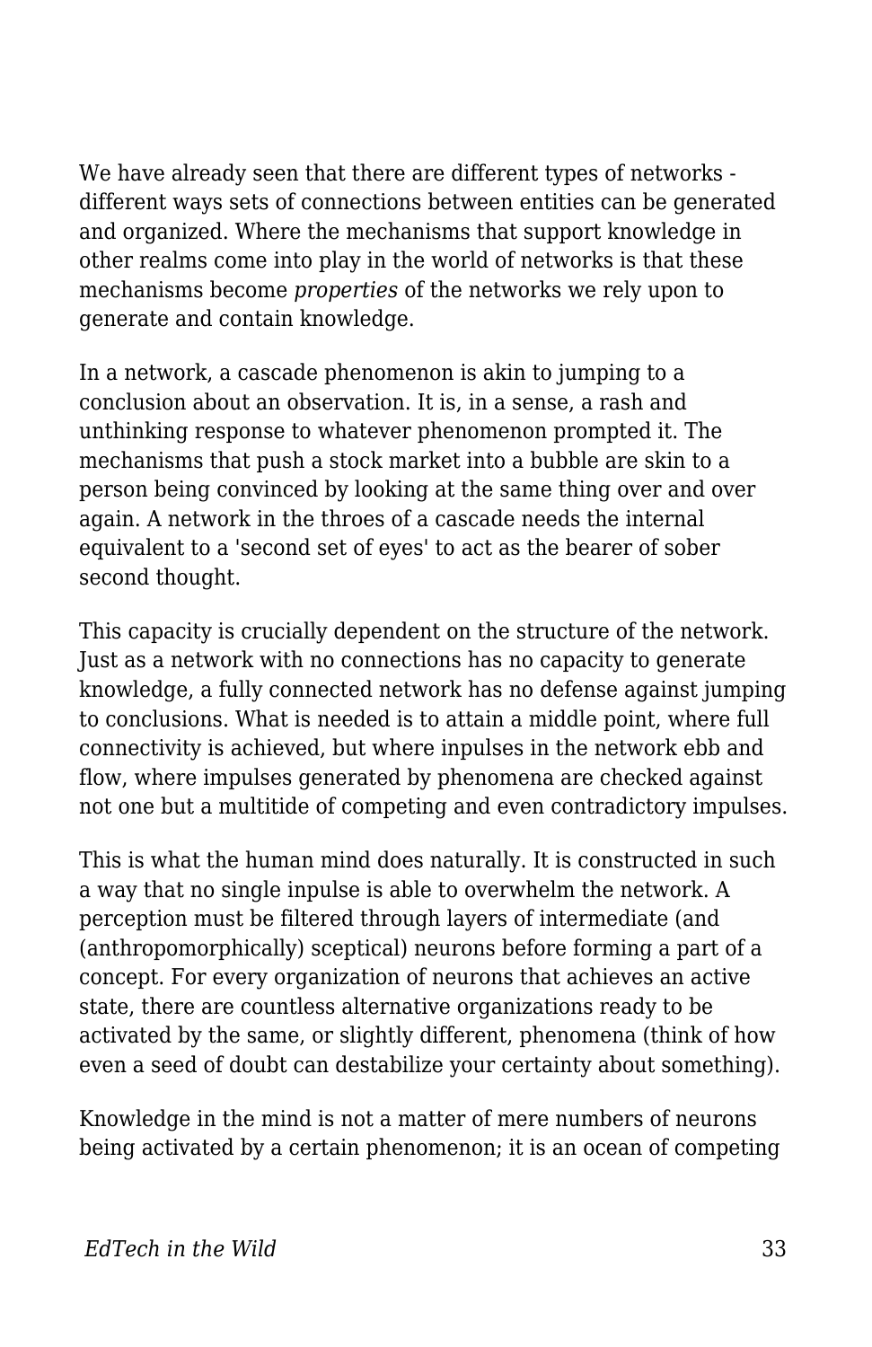We have already seen that there are different types of networks - different ways sets of connections between entities can be generated and organized. Where the mechanisms that support knowledge in other realms come into play in the world of networks is that these mechanisms become *properties* of the networks we rely upon to generate and contain knowledge.

In a network, a cascade phenomenon is akin to jumping to a conclusion about an observation. It is, in a sense, a rash and unthinking response to whatever phenomenon prompted it. The mechanisms that push a stock market into a bubble are skin to a person being convinced by looking at the same thing over and over again. A network in the throes of a cascade needs the internal equivalent to a 'second set of eyes' to act as the bearer of sober second thought.

This capacity is crucially dependent on the structure of the network. Just as a network with no connections has no capacity to generate knowledge, a fully connected network has no defense against jumping to conclusions. What is needed is to attain a middle point, where full connectivity is achieved, but where inpulses in the network ebb and flow, where impulses generated by phenomena are checked against not one but a multitide of competing and even contradictory impulses.

This is what the human mind does naturally. It is constructed in such a way that no single inpulse is able to overwhelm the network. A perception must be filtered through layers of intermediate (and (anthropomorphically) sceptical) neurons before forming a part of a concept. For every organization of neurons that achieves an active state, there are countless alternative organizations ready to be activated by the same, or slightly different, phenomena (think of how even a seed of doubt can destabilize your certainty about something).

Knowledge in the mind is not a matter of mere numbers of neurons being activated by a certain phenomenon; it is an ocean of competing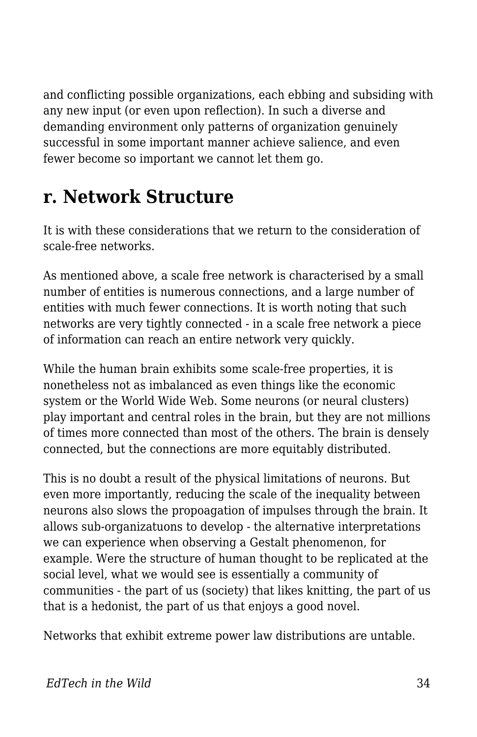and conflicting possible organizations, each ebbing and subsiding with any new input (or even upon reflection). In such a diverse and demanding environment only patterns of organization genuinely successful in some important manner achieve salience, and even fewer become so important we cannot let them go.

## r. Network Structure

It is with these considerations that we return to the consideration of scale-free networks.

As mentioned above, a scale free network is characterised by a small number of entities is numerous connections, and a large number of entities with much fewer connections. It is worth noting that such networks are very tightly connected - in a scale free network a piece of information can reach an entire network very quickly.

While the human brain exhibits some scale-free properties, it is nonetheless not as imbalanced as even things like the economic system or the World Wide Web. Some neurons (or neural clusters) play important and central roles in the brain, but they are not millions of times more connected than most of the others. The brain is densely connected, but the connections are more equitably distributed.

This is no doubt a result of the physical limitations of neurons. But even more importantly, reducing the scale of the inequality between neurons also slows the propoagation of impulses through the brain. It allows sub-organizatuons to develop - the alternative interpretations we can experience when observing a Gestalt phenomenon, for example. Were the structure of human thought to be replicated at the social level, what we would see is essentially a community of communities - the part of us (society) that likes knitting, the part of us that is a hedonist, the part of us that enjoys a good novel.

Networks that exhibit extreme power law distributions are untable.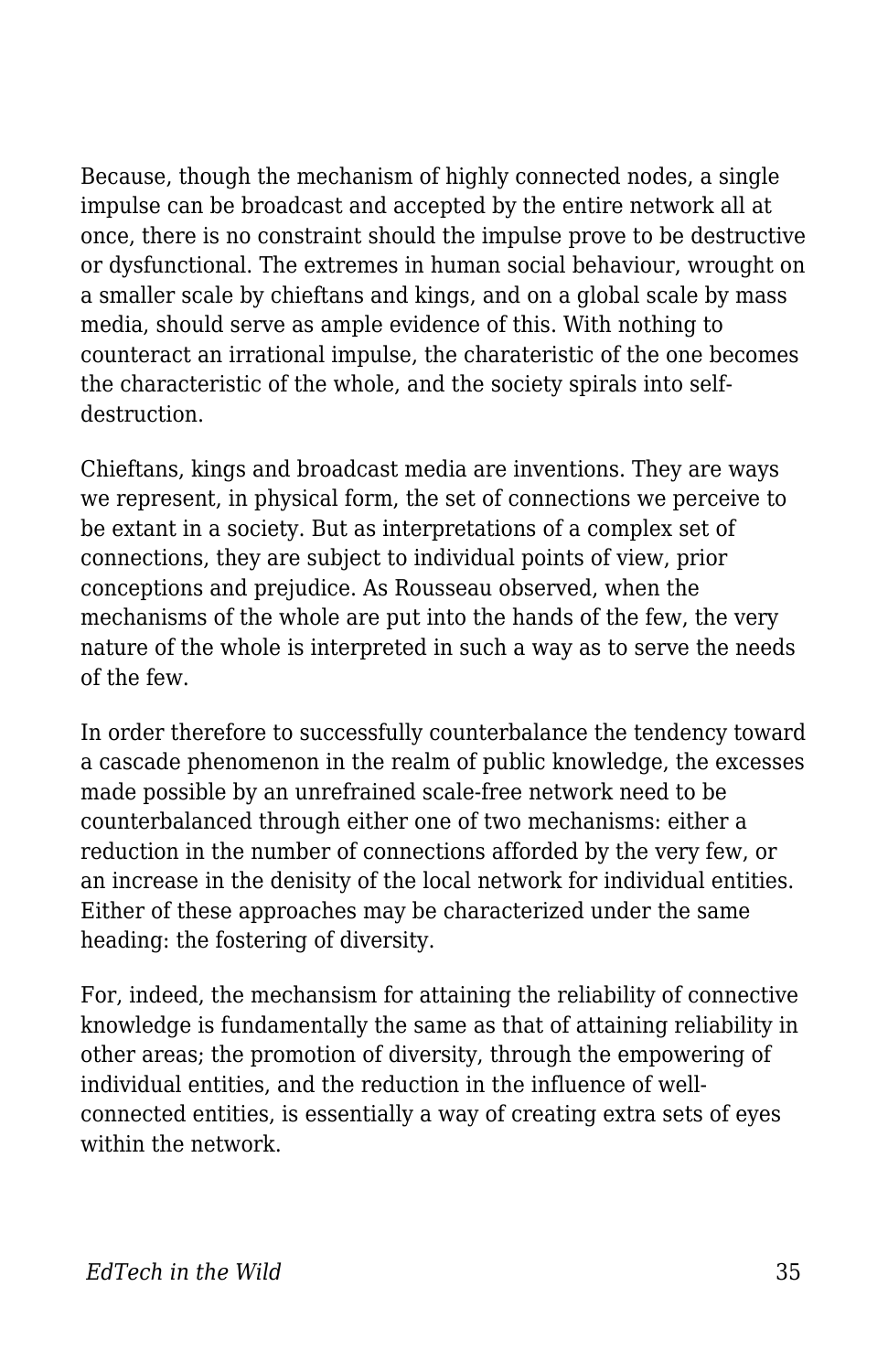Because, though the mechanism of highly connected nodes, a single impulse can be broadcast and accepted by the entire network all at once, there is no constraint should the impulse prove to be destructive or dysfunctional. The extremes in human social behaviour, wrought on a smaller scale by chieftans and kings, and on a global scale by mass media, should serve as ample evidence of this. With nothing to counteract an irrational impulse, the charateristic of the one becomes the characteristic of the whole, and the society spirals into self-destruction.

Chieftans, kings and broadcast media are inventions. They are ways we represent, in physical form, the set of connections we perceive to be extant in a society. But as interpretations of a complex set of connections, they are subject to individual points of view, prior conceptions and prejudice. As Rousseau observed, when the mechanisms of the whole are put into the hands of the few, the very nature of the whole is interpreted in such a way as to serve the needs of the few.

In order therefore to successfully counterbalance the tendency toward a cascade phenomenon in the realm of public knowledge, the excesses made possible by an unrefrained scale-free network need to be counterbalanced through either one of two mechanisms: either a reduction in the number of connections afforded by the very few, or an increase in the denisity of the local network for individual entities. Either of these approaches may be characterized under the same heading: the fostering of diversity.

For, indeed, the mechansism for attaining the reliability of connective knowledge is fundamentally the same as that of attaining reliability in other areas; the promotion of diversity, through the empowering of individual entities, and the reduction in the influence of well-connected entities, is essentially a way of creating extra sets of eyes within the network.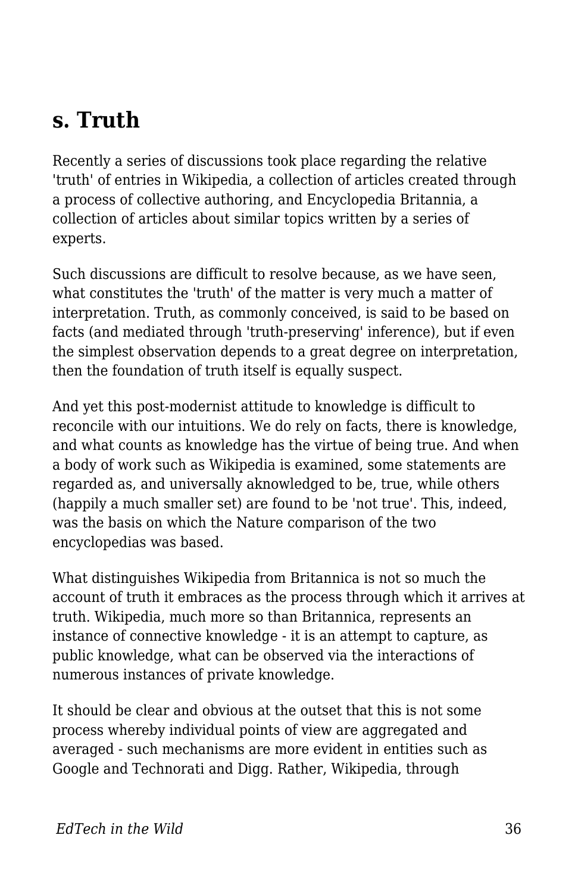## s. Truth

Recently a series of discussions took place regarding the relative 'truth' of entries in Wikipedia, a collection of articles created through a process of collective authoring, and Encyclopedia Britannia, a collection of articles about similar topics written by a series of experts.

Such discussions are difficult to resolve because, as we have seen, what constitutes the 'truth' of the matter is very much a matter of interpretation. Truth, as commonly conceived, is said to be based on facts (and mediated through 'truth-preserving' inference), but if even the simplest observation depends to a great degree on interpretation, then the foundation of truth itself is equally suspect.

And yet this post-modernist attitude to knowledge is difficult to reconcile with our intuitions. We do rely on facts, there is knowledge, and what counts as knowledge has the virtue of being true. And when a body of work such as Wikipedia is examined, some statements are regarded as, and universally aknowledged to be, true, while others (happily a much smaller set) are found to be 'not true'. This, indeed, was the basis on which the Nature comparison of the two encyclopedias was based.

What distinguishes Wikipedia from Britannica is not so much the account of truth it embraces as the process through which it arrives at truth. Wikipedia, much more so than Britannica, represents an instance of connective knowledge - it is an attempt to capture, as public knowledge, what can be observed via the interactions of numerous instances of private knowledge.

It should be clear and obvious at the outset that this is not some process whereby individual points of view are aggregated and averaged - such mechanisms are more evident in entities such as Google and Technorati and Digg. Rather, Wikipedia, through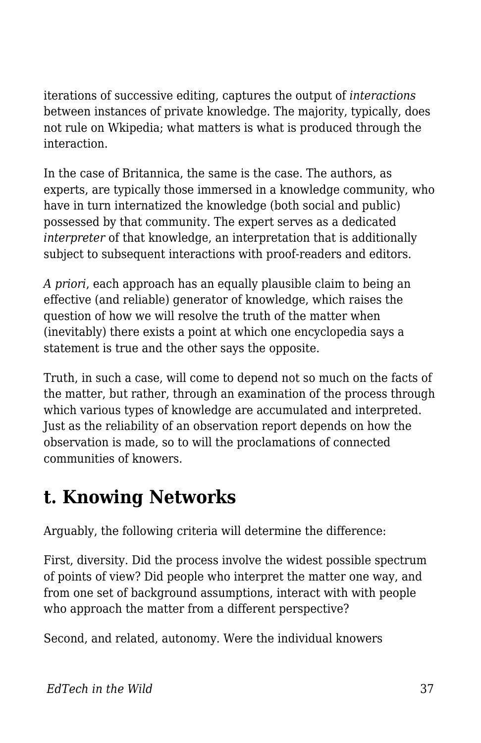iterations of successive editing, captures the output of *interactions* between instances of private knowledge. The majority, typically, does not rule on Wkipedia; what matters is what is produced through the interaction.

In the case of Britannica, the same is the case. The authors, as experts, are typically those immersed in a knowledge community, who have in turn internatized the knowledge (both social and public) possessed by that community. The expert serves as a dedicated *interpreter* of that knowledge, an interpretation that is additionally subject to subsequent interactions with proof-readers and editors.

*A priori*, each approach has an equally plausible claim to being an effective (and reliable) generator of knowledge, which raises the question of how we will resolve the truth of the matter when (inevitably) there exists a point at which one encyclopedia says a statement is true and the other says the opposite.

Truth, in such a case, will come to depend not so much on the facts of the matter, but rather, through an examination of the process through which various types of knowledge are accumulated and interpreted. Just as the reliability of an observation report depends on how the observation is made, so to will the proclamations of connected communities of knowers.

## t. Knowing Networks

Arguably, the following criteria will determine the difference:

First, diversity. Did the process involve the widest possible spectrum of points of view? Did people who interpret the matter one way, and from one set of background assumptions, interact with with people who approach the matter from a different perspective?

Second, and related, autonomy. Were the individual knowers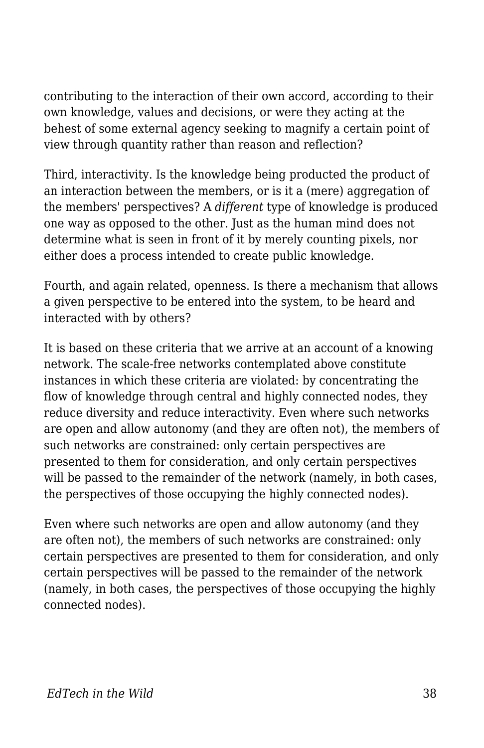contributing to the interaction of their own accord, according to their own knowledge, values and decisions, or were they acting at the behest of some external agency seeking to magnify a certain point of view through quantity rather than reason and reflection?

Third, interactivity. Is the knowledge being producted the product of an interaction between the members, or is it a (mere) aggregation of the members' perspectives? A *different* type of knowledge is produced one way as opposed to the other. Just as the human mind does not determine what is seen in front of it by merely counting pixels, nor either does a process intended to create public knowledge.

Fourth, and again related, openness. Is there a mechanism that allows a given perspective to be entered into the system, to be heard and interacted with by others?

It is based on these criteria that we arrive at an account of a knowing network. The scale-free networks contemplated above constitute instances in which these criteria are violated: by concentrating the flow of knowledge through central and highly connected nodes, they reduce diversity and reduce interactivity. Even where such networks are open and allow autonomy (and they are often not), the members of such networks are constrained: only certain perspectives are presented to them for consideration, and only certain perspectives will be passed to the remainder of the network (namely, in both cases, the perspectives of those occupying the highly connected nodes).

Even where such networks are open and allow autonomy (and they are often not), the members of such networks are constrained: only certain perspectives are presented to them for consideration, and only certain perspectives will be passed to the remainder of the network (namely, in both cases, the perspectives of those occupying the highly connected nodes).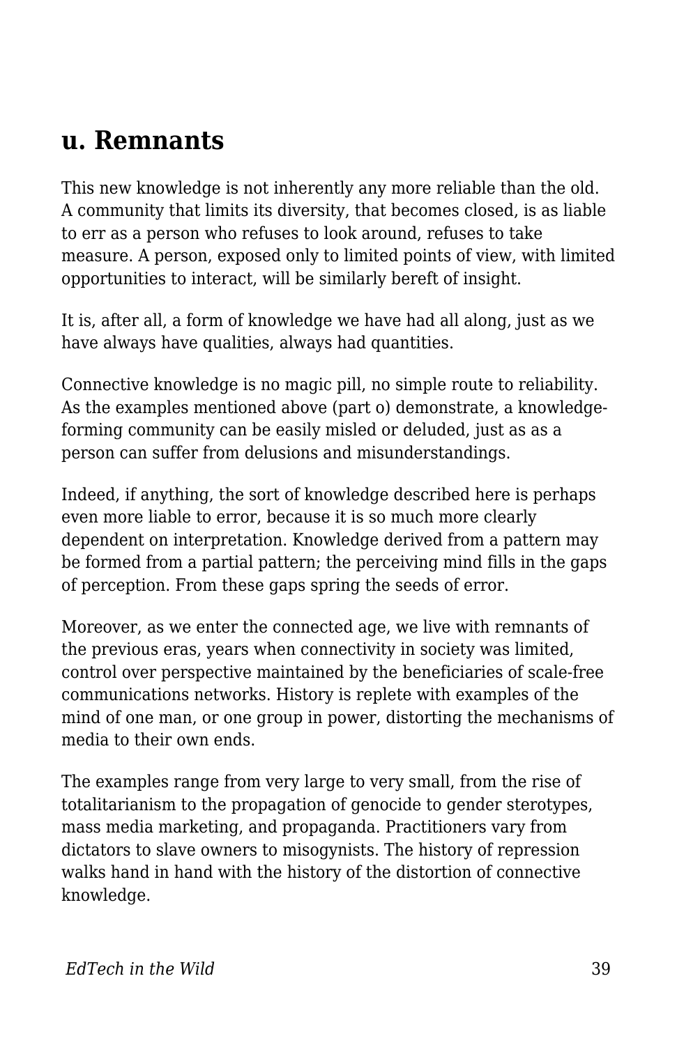## u. Remnants

This new knowledge is not inherently any more reliable than the old. A community that limits its diversity, that becomes closed, is as liable to err as a person who refuses to look around, refuses to take measure. A person, exposed only to limited points of view, with limited opportunities to interact, will be similarly bereft of insight.

It is, after all, a form of knowledge we have had all along, just as we have always have qualities, always had quantities.

Connective knowledge is no magic pill, no simple route to reliability. As the examples mentioned above (part o) demonstrate, a knowledge-forming community can be easily misled or deluded, just as as a person can suffer from delusions and misunderstandings.

Indeed, if anything, the sort of knowledge described here is perhaps even more liable to error, because it is so much more clearly dependent on interpretation. Knowledge derived from a pattern may be formed from a partial pattern; the perceiving mind fills in the gaps of perception. From these gaps spring the seeds of error.

Moreover, as we enter the connected age, we live with remnants of the previous eras, years when connectivity in society was limited, control over perspective maintained by the beneficiaries of scale-free communications networks. History is replete with examples of the mind of one man, or one group in power, distorting the mechanisms of media to their own ends.

The examples range from very large to very small, from the rise of totalitarianism to the propagation of genocide to gender sterotypes, mass media marketing, and propaganda. Practitioners vary from dictators to slave owners to misogynists. The history of repression walks hand in hand with the history of the distortion of connective knowledge.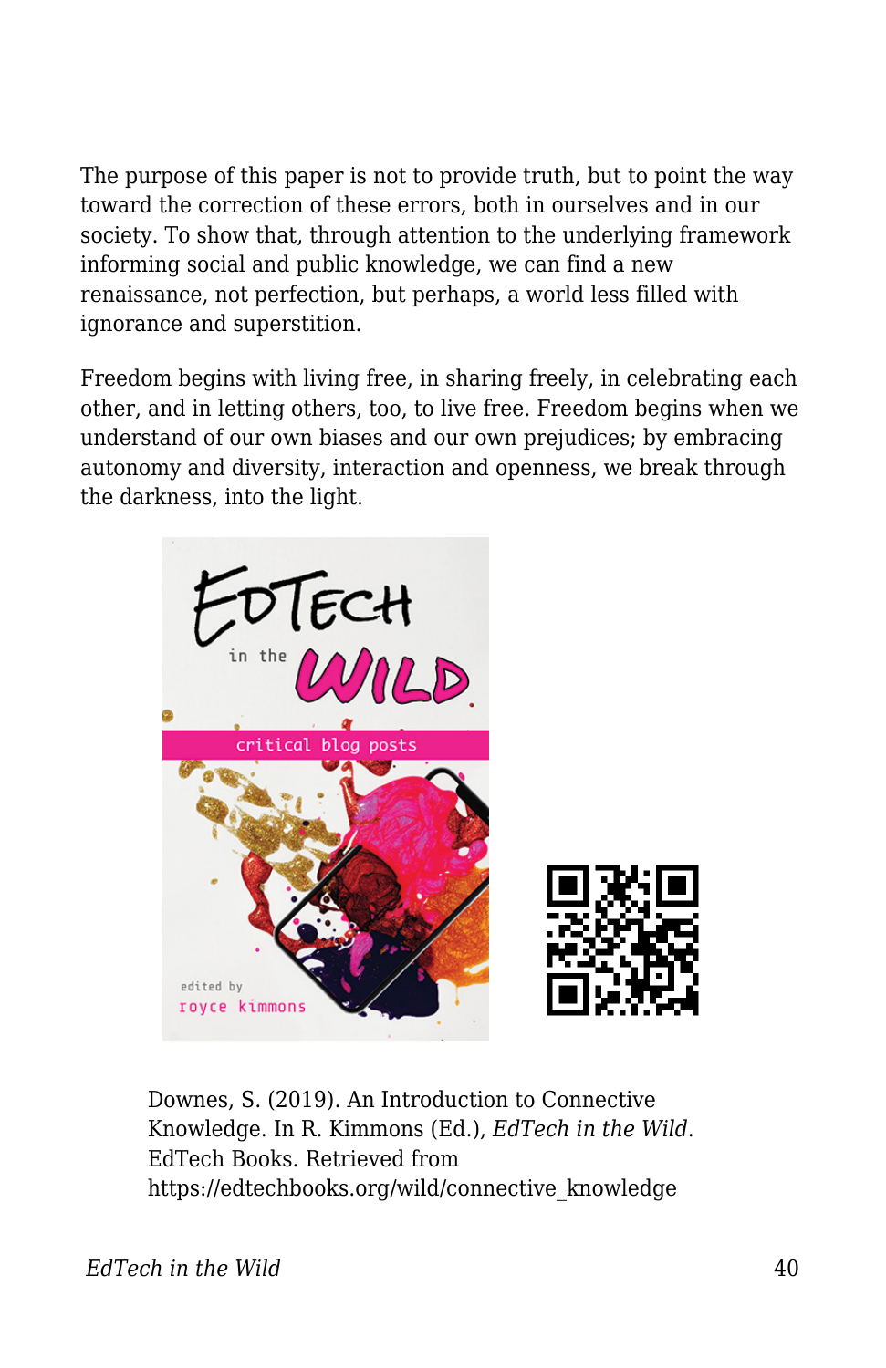The purpose of this paper is not to provide truth, but to point the way toward the correction of these errors, both in ourselves and in our society. To show that, through attention to the underlying framework informing social and public knowledge, we can find a new renaissance, not perfection, but perhaps, a world less filled with ignorance and superstition.

Freedom begins with living free, in sharing freely, in celebrating each other, and in letting others, too, to live free. Freedom begins when we understand of our own biases and our own prejudices; by embracing autonomy and diversity, interaction and openness, we break through the darkness, into the light.

Downes, S. (2019). An Introduction to Connective Knowledge. In R. Kimmons (Ed.), *EdTech in the Wild*. EdTech Books. Retrieved from https://edtechbooks.org/wild/connective_knowledge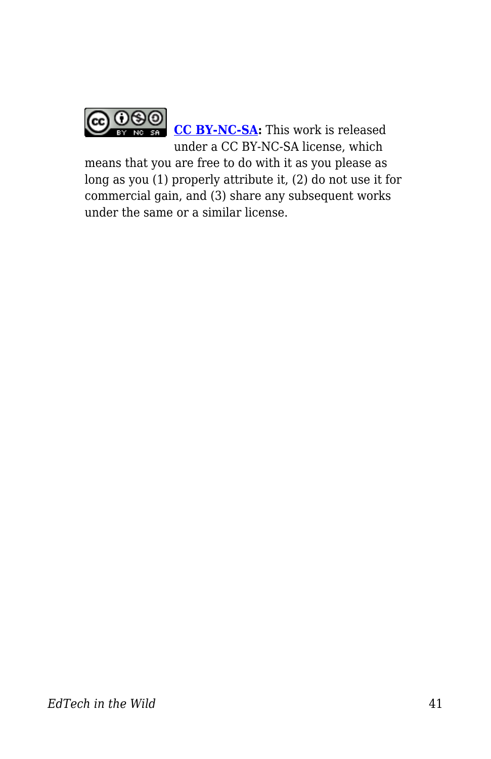**CC BY-NC-SA:** This work is released under a CC BY-NC-SA license, which means that you are free to do with it as you please as long as you (1) properly attribute it, (2) do not use it for commercial gain, and (3) share any subsequent works under the same or a similar license.